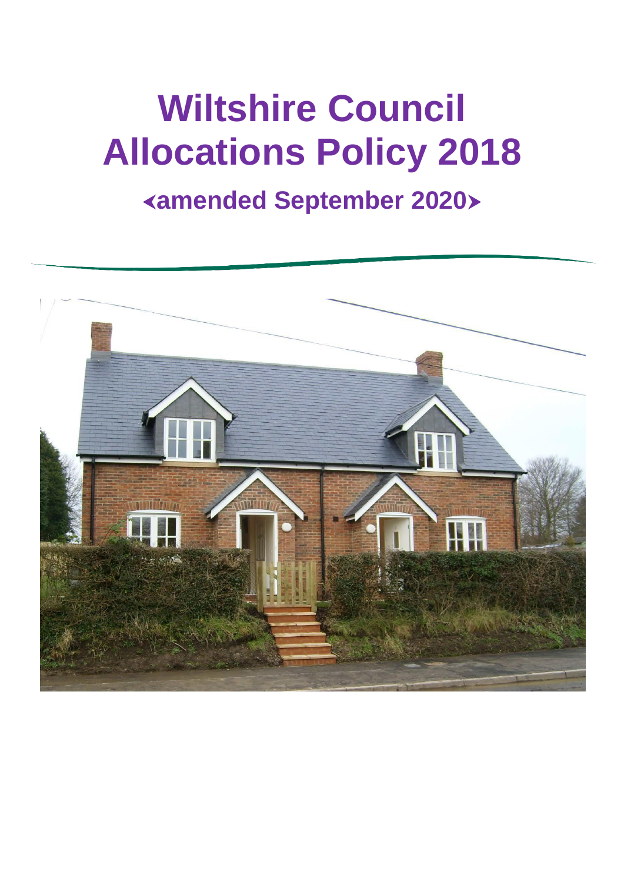# Wiltshire Council Allocations Policy 2018

## ‹amended September 2020›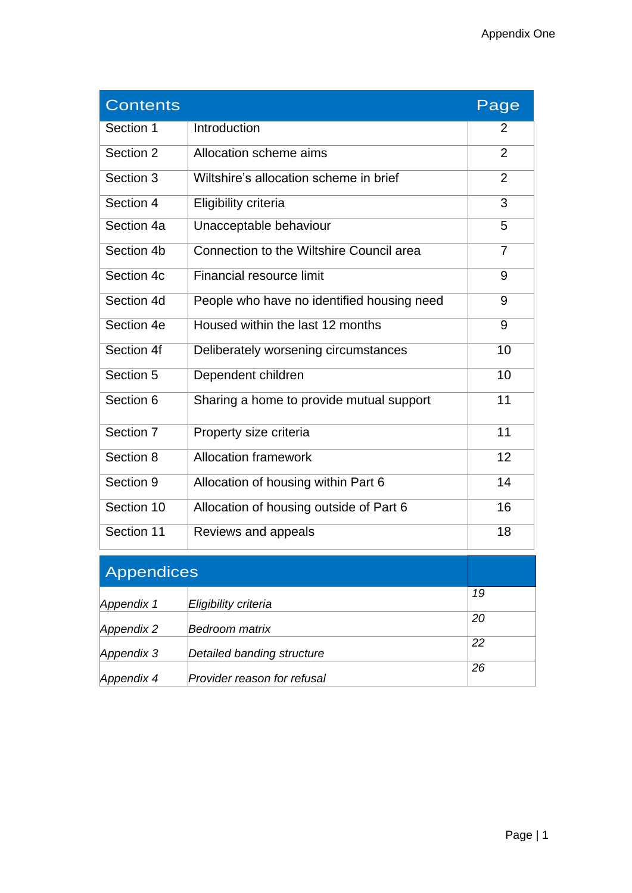Appendix One

| Contents | | Page |
|---|---|---|
| Section 1 | Introduction | 2 |
| Section 2 | Allocation scheme aims | 2 |
| Section 3 | Wiltshire's allocation scheme in brief | 2 |
| Section 4 | Eligibility criteria | 3 |
| Section 4a | Unacceptable behaviour | 5 |
| Section 4b | Connection to the Wiltshire Council area | 7 |
| Section 4c | Financial resource limit | 9 |
| Section 4d | People who have no identified housing need | 9 |
| Section 4e | Housed within the last 12 months | 9 |
| Section 4f | Deliberately worsening circumstances | 10 |
| Section 5 | Dependent children | 10 |
| Section 6 | Sharing a home to provide mutual support | 11 |
| Section 7 | Property size criteria | 11 |
| Section 8 | Allocation framework | 12 |
| Section 9 | Allocation of housing within Part 6 | 14 |
| Section 10 | Allocation of housing outside of Part 6 | 16 |
| Section 11 | Reviews and appeals | 18 |

| Appendices | | |
|---|---|---|
| *Appendix 1* | *Eligibility criteria* | *19* |
| *Appendix 2* | *Bedroom matrix* | *20* |
| *Appendix 3* | *Detailed banding structure* | *22* |
| *Appendix 4* | *Provider reason for refusal* | *26* |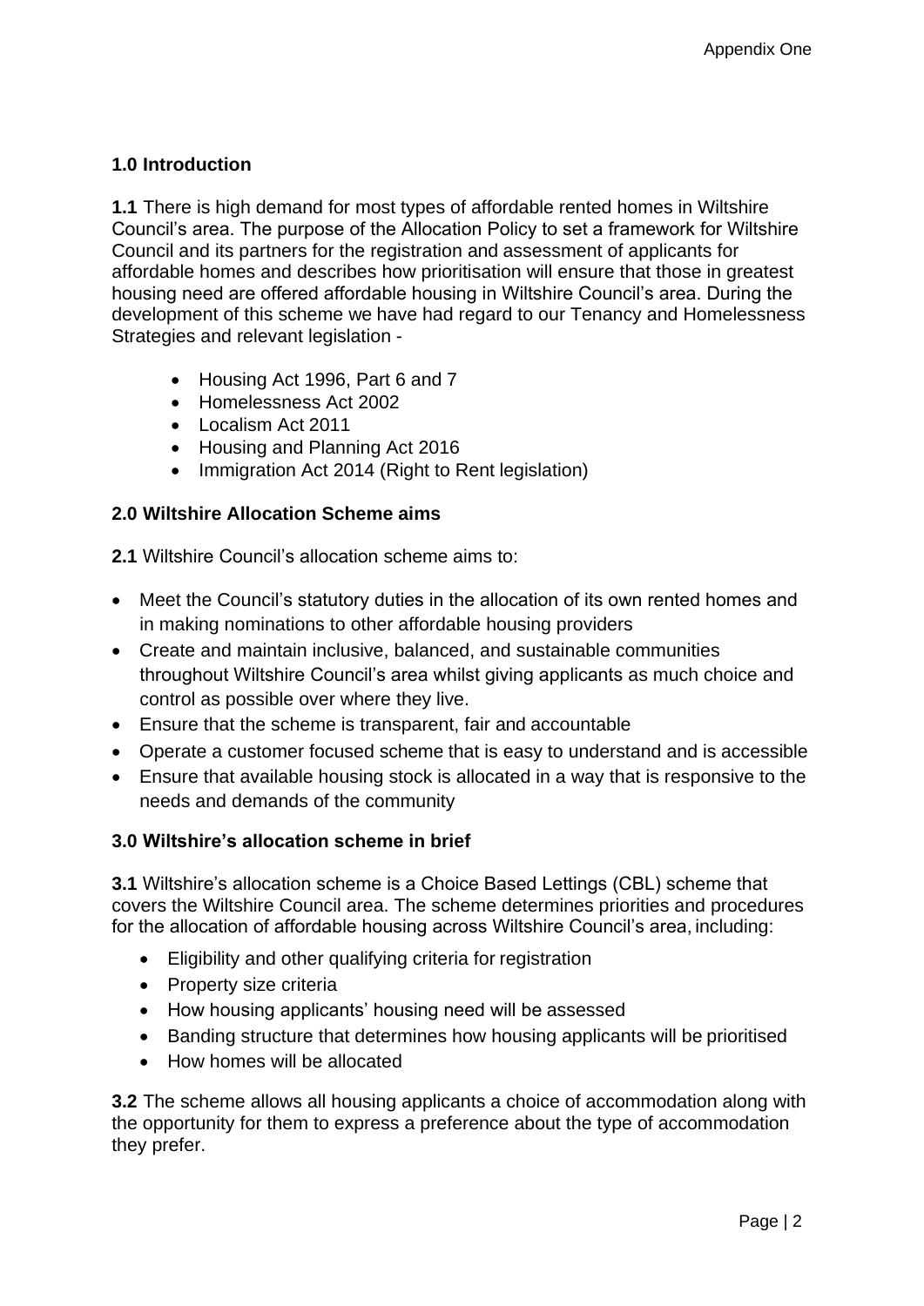## 1.0 Introduction

**1.1** There is high demand for most types of affordable rented homes in Wiltshire Council's area. The purpose of the Allocation Policy to set a framework for Wiltshire Council and its partners for the registration and assessment of applicants for affordable homes and describes how prioritisation will ensure that those in greatest housing need are offered affordable housing in Wiltshire Council's area. During the development of this scheme we have had regard to our Tenancy and Homelessness Strategies and relevant legislation -

- Housing Act 1996, Part 6 and 7
- Homelessness Act 2002
- Localism Act 2011
- Housing and Planning Act 2016
- Immigration Act 2014 (Right to Rent legislation)

## 2.0 Wiltshire Allocation Scheme aims

**2.1** Wiltshire Council's allocation scheme aims to:

- Meet the Council's statutory duties in the allocation of its own rented homes and in making nominations to other affordable housing providers
- Create and maintain inclusive, balanced, and sustainable communities throughout Wiltshire Council's area whilst giving applicants as much choice and control as possible over where they live.
- Ensure that the scheme is transparent, fair and accountable
- Operate a customer focused scheme that is easy to understand and is accessible
- Ensure that available housing stock is allocated in a way that is responsive to the needs and demands of the community

## 3.0 Wiltshire's allocation scheme in brief

**3.1** Wiltshire's allocation scheme is a Choice Based Lettings (CBL) scheme that covers the Wiltshire Council area. The scheme determines priorities and procedures for the allocation of affordable housing across Wiltshire Council's area, including:

- Eligibility and other qualifying criteria for registration
- Property size criteria
- How housing applicants' housing need will be assessed
- Banding structure that determines how housing applicants will be prioritised
- How homes will be allocated

**3.2** The scheme allows all housing applicants a choice of accommodation along with the opportunity for them to express a preference about the type of accommodation they prefer.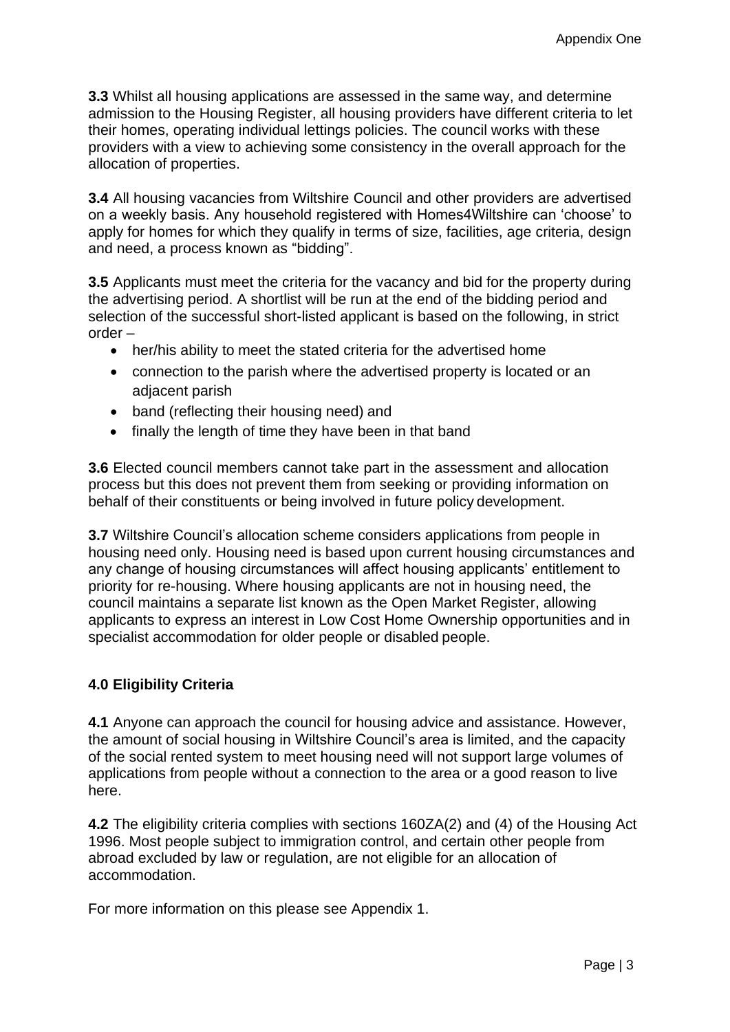**3.3** Whilst all housing applications are assessed in the same way, and determine admission to the Housing Register, all housing providers have different criteria to let their homes, operating individual lettings policies. The council works with these providers with a view to achieving some consistency in the overall approach for the allocation of properties.

**3.4** All housing vacancies from Wiltshire Council and other providers are advertised on a weekly basis. Any household registered with Homes4Wiltshire can 'choose' to apply for homes for which they qualify in terms of size, facilities, age criteria, design and need, a process known as "bidding".

**3.5** Applicants must meet the criteria for the vacancy and bid for the property during the advertising period. A shortlist will be run at the end of the bidding period and selection of the successful short-listed applicant is based on the following, in strict order –

- her/his ability to meet the stated criteria for the advertised home
- connection to the parish where the advertised property is located or an adjacent parish
- band (reflecting their housing need) and
- finally the length of time they have been in that band

**3.6** Elected council members cannot take part in the assessment and allocation process but this does not prevent them from seeking or providing information on behalf of their constituents or being involved in future policy development.

**3.7** Wiltshire Council's allocation scheme considers applications from people in housing need only. Housing need is based upon current housing circumstances and any change of housing circumstances will affect housing applicants' entitlement to priority for re-housing. Where housing applicants are not in housing need, the council maintains a separate list known as the Open Market Register, allowing applicants to express an interest in Low Cost Home Ownership opportunities and in specialist accommodation for older people or disabled people.

## 4.0 Eligibility Criteria

**4.1** Anyone can approach the council for housing advice and assistance. However, the amount of social housing in Wiltshire Council's area is limited, and the capacity of the social rented system to meet housing need will not support large volumes of applications from people without a connection to the area or a good reason to live here.

**4.2** The eligibility criteria complies with sections 160ZA(2) and (4) of the Housing Act 1996. Most people subject to immigration control, and certain other people from abroad excluded by law or regulation, are not eligible for an allocation of accommodation.

For more information on this please see Appendix 1.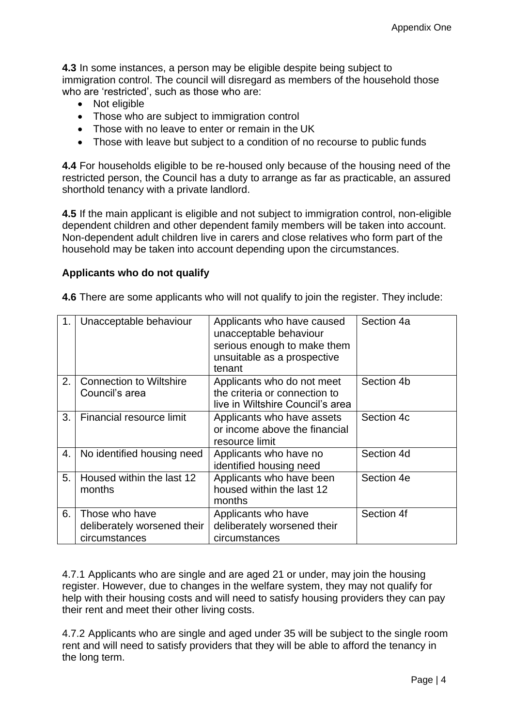**4.3** In some instances, a person may be eligible despite being subject to immigration control. The council will disregard as members of the household those who are 'restricted', such as those who are:

- Not eligible
- Those who are subject to immigration control
- Those with no leave to enter or remain in the UK
- Those with leave but subject to a condition of no recourse to public funds

**4.4** For households eligible to be re-housed only because of the housing need of the restricted person, the Council has a duty to arrange as far as practicable, an assured shorthold tenancy with a private landlord.

**4.5** If the main applicant is eligible and not subject to immigration control, non-eligible dependent children and other dependent family members will be taken into account. Non-dependent adult children live in carers and close relatives who form part of the household may be taken into account depending upon the circumstances.

**Applicants who do not qualify**

**4.6** There are some applicants who will not qualify to join the register. They include:

| | | | |
|---|---|---|---|
| 1. | Unacceptable behaviour | Applicants who have caused unacceptable behaviour serious enough to make them unsuitable as a prospective tenant | Section 4a |
| 2. | Connection to Wiltshire Council's area | Applicants who do not meet the criteria or connection to live in Wiltshire Council's area | Section 4b |
| 3. | Financial resource limit | Applicants who have assets or income above the financial resource limit | Section 4c |
| 4. | No identified housing need | Applicants who have no identified housing need | Section 4d |
| 5. | Housed within the last 12 months | Applicants who have been housed within the last 12 months | Section 4e |
| 6. | Those who have deliberately worsened their circumstances | Applicants who have deliberately worsened their circumstances | Section 4f |

4.7.1 Applicants who are single and are aged 21 or under, may join the housing register. However, due to changes in the welfare system, they may not qualify for help with their housing costs and will need to satisfy housing providers they can pay their rent and meet their other living costs.

4.7.2 Applicants who are single and aged under 35 will be subject to the single room rent and will need to satisfy providers that they will be able to afford the tenancy in the long term.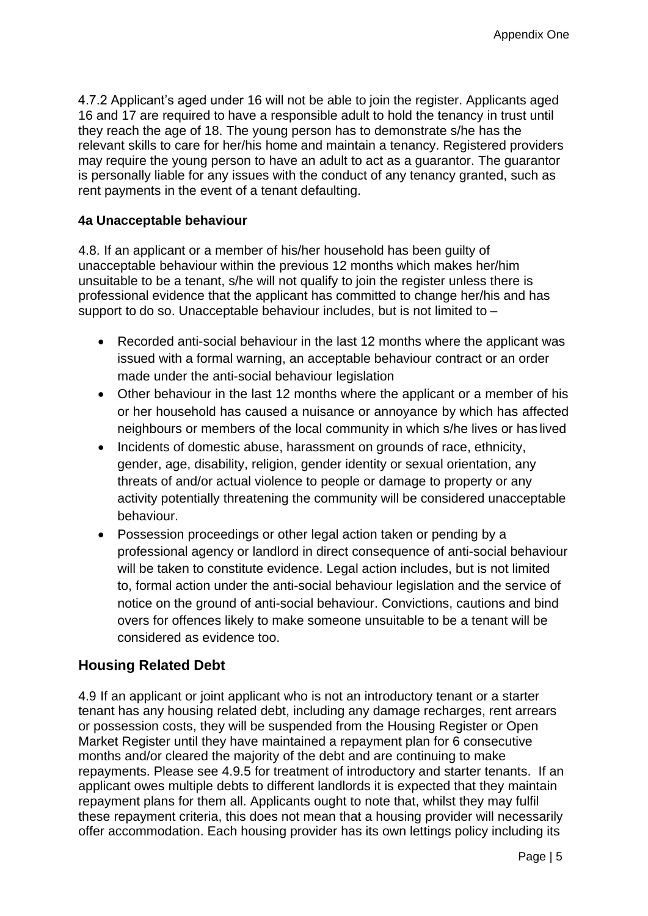4.7.2 Applicant's aged under 16 will not be able to join the register. Applicants aged 16 and 17 are required to have a responsible adult to hold the tenancy in trust until they reach the age of 18. The young person has to demonstrate s/he has the relevant skills to care for her/his home and maintain a tenancy. Registered providers may require the young person to have an adult to act as a guarantor. The guarantor is personally liable for any issues with the conduct of any tenancy granted, such as rent payments in the event of a tenant defaulting.

### 4a Unacceptable behaviour

4.8. If an applicant or a member of his/her household has been guilty of unacceptable behaviour within the previous 12 months which makes her/him unsuitable to be a tenant, s/he will not qualify to join the register unless there is professional evidence that the applicant has committed to change her/his and has support to do so. Unacceptable behaviour includes, but is not limited to –

- Recorded anti-social behaviour in the last 12 months where the applicant was issued with a formal warning, an acceptable behaviour contract or an order made under the anti-social behaviour legislation
- Other behaviour in the last 12 months where the applicant or a member of his or her household has caused a nuisance or annoyance by which has affected neighbours or members of the local community in which s/he lives or has lived
- Incidents of domestic abuse, harassment on grounds of race, ethnicity, gender, age, disability, religion, gender identity or sexual orientation, any threats of and/or actual violence to people or damage to property or any activity potentially threatening the community will be considered unacceptable behaviour.
- Possession proceedings or other legal action taken or pending by a professional agency or landlord in direct consequence of anti-social behaviour will be taken to constitute evidence. Legal action includes, but is not limited to, formal action under the anti-social behaviour legislation and the service of notice on the ground of anti-social behaviour. Convictions, cautions and bind overs for offences likely to make someone unsuitable to be a tenant will be considered as evidence too.

## Housing Related Debt

4.9 If an applicant or joint applicant who is not an introductory tenant or a starter tenant has any housing related debt, including any damage recharges, rent arrears or possession costs, they will be suspended from the Housing Register or Open Market Register until they have maintained a repayment plan for 6 consecutive months and/or cleared the majority of the debt and are continuing to make repayments. Please see 4.9.5 for treatment of introductory and starter tenants. If an applicant owes multiple debts to different landlords it is expected that they maintain repayment plans for them all. Applicants ought to note that, whilst they may fulfil these repayment criteria, this does not mean that a housing provider will necessarily offer accommodation. Each housing provider has its own lettings policy including its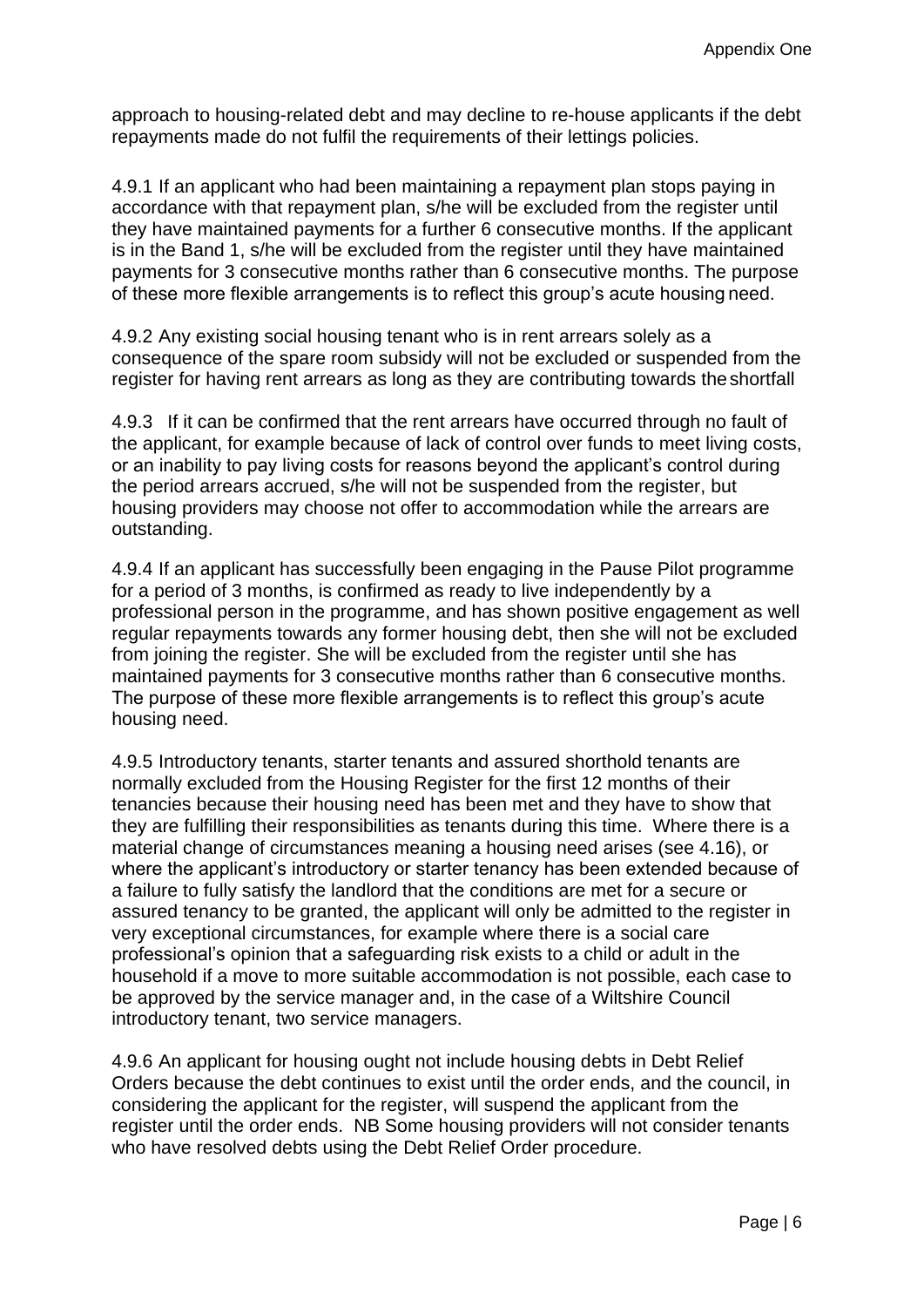approach to housing-related debt and may decline to re-house applicants if the debt repayments made do not fulfil the requirements of their lettings policies.

4.9.1 If an applicant who had been maintaining a repayment plan stops paying in accordance with that repayment plan, s/he will be excluded from the register until they have maintained payments for a further 6 consecutive months. If the applicant is in the Band 1, s/he will be excluded from the register until they have maintained payments for 3 consecutive months rather than 6 consecutive months. The purpose of these more flexible arrangements is to reflect this group's acute housing need.

4.9.2 Any existing social housing tenant who is in rent arrears solely as a consequence of the spare room subsidy will not be excluded or suspended from the register for having rent arrears as long as they are contributing towards the shortfall

4.9.3 If it can be confirmed that the rent arrears have occurred through no fault of the applicant, for example because of lack of control over funds to meet living costs, or an inability to pay living costs for reasons beyond the applicant's control during the period arrears accrued, s/he will not be suspended from the register, but housing providers may choose not offer to accommodation while the arrears are outstanding.

4.9.4 If an applicant has successfully been engaging in the Pause Pilot programme for a period of 3 months, is confirmed as ready to live independently by a professional person in the programme, and has shown positive engagement as well regular repayments towards any former housing debt, then she will not be excluded from joining the register. She will be excluded from the register until she has maintained payments for 3 consecutive months rather than 6 consecutive months. The purpose of these more flexible arrangements is to reflect this group's acute housing need.

4.9.5 Introductory tenants, starter tenants and assured shorthold tenants are normally excluded from the Housing Register for the first 12 months of their tenancies because their housing need has been met and they have to show that they are fulfilling their responsibilities as tenants during this time. Where there is a material change of circumstances meaning a housing need arises (see 4.16), or where the applicant's introductory or starter tenancy has been extended because of a failure to fully satisfy the landlord that the conditions are met for a secure or assured tenancy to be granted, the applicant will only be admitted to the register in very exceptional circumstances, for example where there is a social care professional's opinion that a safeguarding risk exists to a child or adult in the household if a move to more suitable accommodation is not possible, each case to be approved by the service manager and, in the case of a Wiltshire Council introductory tenant, two service managers.

4.9.6 An applicant for housing ought not include housing debts in Debt Relief Orders because the debt continues to exist until the order ends, and the council, in considering the applicant for the register, will suspend the applicant from the register until the order ends. NB Some housing providers will not consider tenants who have resolved debts using the Debt Relief Order procedure.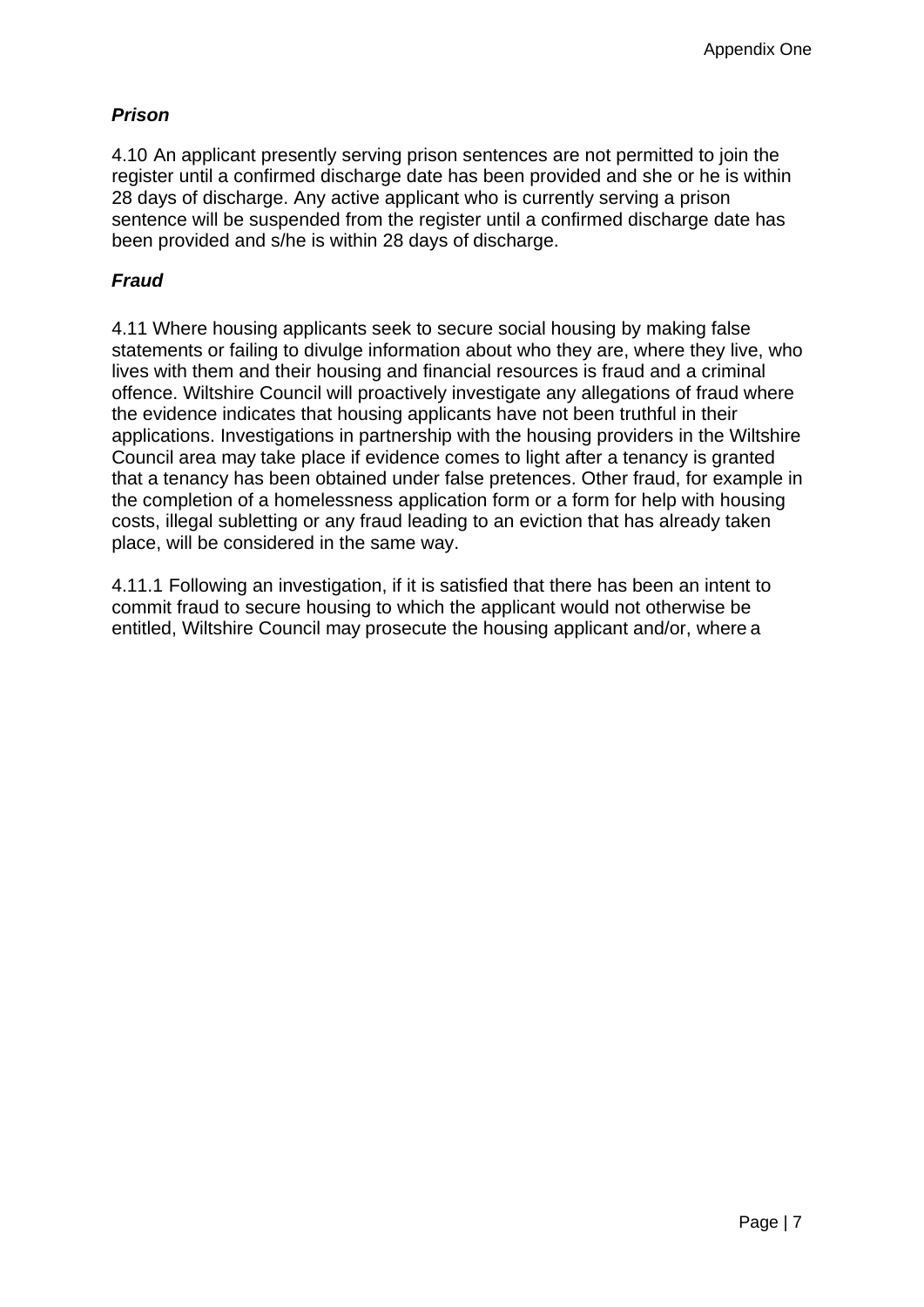***Prison***

4.10 An applicant presently serving prison sentences are not permitted to join the register until a confirmed discharge date has been provided and she or he is within 28 days of discharge. Any active applicant who is currently serving a prison sentence will be suspended from the register until a confirmed discharge date has been provided and s/he is within 28 days of discharge.

***Fraud***

4.11 Where housing applicants seek to secure social housing by making false statements or failing to divulge information about who they are, where they live, who lives with them and their housing and financial resources is fraud and a criminal offence. Wiltshire Council will proactively investigate any allegations of fraud where the evidence indicates that housing applicants have not been truthful in their applications. Investigations in partnership with the housing providers in the Wiltshire Council area may take place if evidence comes to light after a tenancy is granted that a tenancy has been obtained under false pretences. Other fraud, for example in the completion of a homelessness application form or a form for help with housing costs, illegal subletting or any fraud leading to an eviction that has already taken place, will be considered in the same way.

4.11.1 Following an investigation, if it is satisfied that there has been an intent to commit fraud to secure housing to which the applicant would not otherwise be entitled, Wiltshire Council may prosecute the housing applicant and/or, where a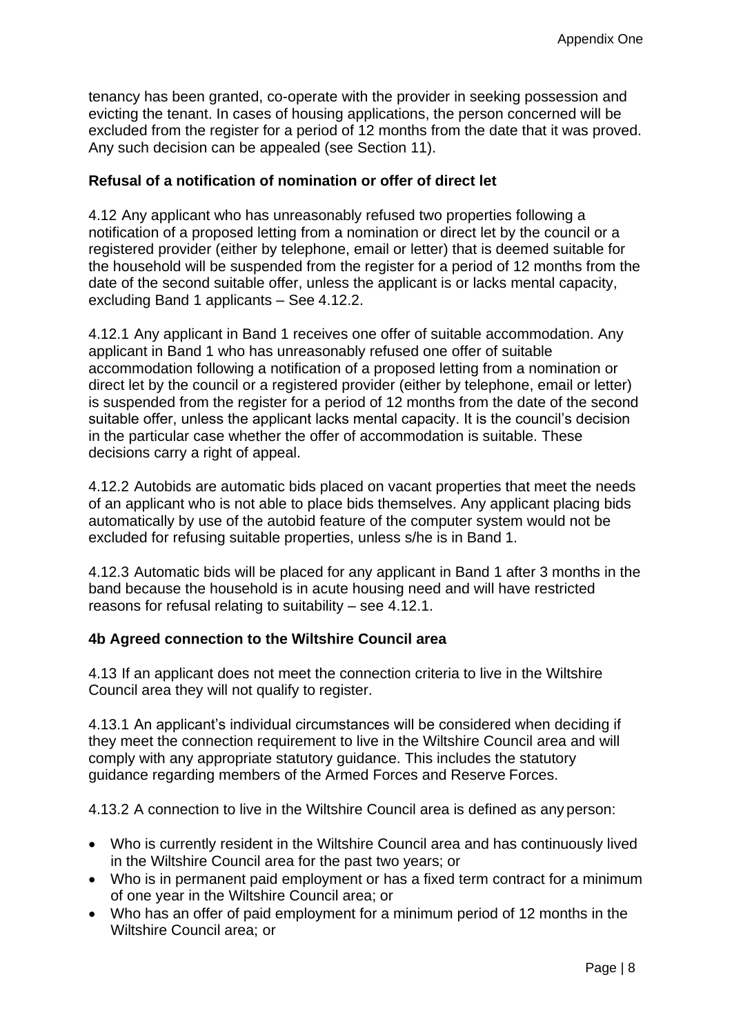tenancy has been granted, co-operate with the provider in seeking possession and evicting the tenant. In cases of housing applications, the person concerned will be excluded from the register for a period of 12 months from the date that it was proved. Any such decision can be appealed (see Section 11).

**Refusal of a notification of nomination or offer of direct let**

4.12 Any applicant who has unreasonably refused two properties following a notification of a proposed letting from a nomination or direct let by the council or a registered provider (either by telephone, email or letter) that is deemed suitable for the household will be suspended from the register for a period of 12 months from the date of the second suitable offer, unless the applicant is or lacks mental capacity, excluding Band 1 applicants – See 4.12.2.

4.12.1 Any applicant in Band 1 receives one offer of suitable accommodation. Any applicant in Band 1 who has unreasonably refused one offer of suitable accommodation following a notification of a proposed letting from a nomination or direct let by the council or a registered provider (either by telephone, email or letter) is suspended from the register for a period of 12 months from the date of the second suitable offer, unless the applicant lacks mental capacity. It is the council's decision in the particular case whether the offer of accommodation is suitable. These decisions carry a right of appeal.

4.12.2 Autobids are automatic bids placed on vacant properties that meet the needs of an applicant who is not able to place bids themselves. Any applicant placing bids automatically by use of the autobid feature of the computer system would not be excluded for refusing suitable properties, unless s/he is in Band 1.

4.12.3 Automatic bids will be placed for any applicant in Band 1 after 3 months in the band because the household is in acute housing need and will have restricted reasons for refusal relating to suitability – see 4.12.1.

**4b Agreed connection to the Wiltshire Council area**

4.13 If an applicant does not meet the connection criteria to live in the Wiltshire Council area they will not qualify to register.

4.13.1 An applicant's individual circumstances will be considered when deciding if they meet the connection requirement to live in the Wiltshire Council area and will comply with any appropriate statutory guidance. This includes the statutory guidance regarding members of the Armed Forces and Reserve Forces.

4.13.2 A connection to live in the Wiltshire Council area is defined as any person:

- Who is currently resident in the Wiltshire Council area and has continuously lived in the Wiltshire Council area for the past two years; or
- Who is in permanent paid employment or has a fixed term contract for a minimum of one year in the Wiltshire Council area; or
- Who has an offer of paid employment for a minimum period of 12 months in the Wiltshire Council area; or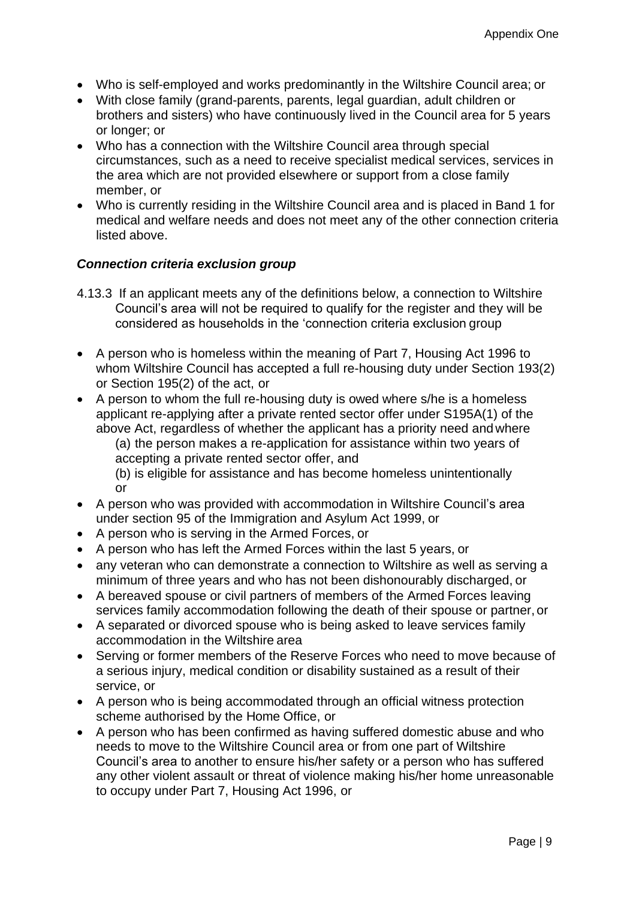- Who is self-employed and works predominantly in the Wiltshire Council area; or
- With close family (grand-parents, parents, legal guardian, adult children or brothers and sisters) who have continuously lived in the Council area for 5 years or longer; or
- Who has a connection with the Wiltshire Council area through special circumstances, such as a need to receive specialist medical services, services in the area which are not provided elsewhere or support from a close family member, or
- Who is currently residing in the Wiltshire Council area and is placed in Band 1 for medical and welfare needs and does not meet any of the other connection criteria listed above.

### *Connection criteria exclusion group*

4.13.3 If an applicant meets any of the definitions below, a connection to Wiltshire Council's area will not be required to qualify for the register and they will be considered as households in the 'connection criteria exclusion group

- A person who is homeless within the meaning of Part 7, Housing Act 1996 to whom Wiltshire Council has accepted a full re-housing duty under Section 193(2) or Section 195(2) of the act, or
- A person to whom the full re-housing duty is owed where s/he is a homeless applicant re-applying after a private rented sector offer under S195A(1) of the above Act, regardless of whether the applicant has a priority need and where
  (a) the person makes a re-application for assistance within two years of accepting a private rented sector offer, and
  (b) is eligible for assistance and has become homeless unintentionally or
- A person who was provided with accommodation in Wiltshire Council's area under section 95 of the Immigration and Asylum Act 1999, or
- A person who is serving in the Armed Forces, or
- A person who has left the Armed Forces within the last 5 years, or
- any veteran who can demonstrate a connection to Wiltshire as well as serving a minimum of three years and who has not been dishonourably discharged, or
- A bereaved spouse or civil partners of members of the Armed Forces leaving services family accommodation following the death of their spouse or partner, or
- A separated or divorced spouse who is being asked to leave services family accommodation in the Wiltshire area
- Serving or former members of the Reserve Forces who need to move because of a serious injury, medical condition or disability sustained as a result of their service, or
- A person who is being accommodated through an official witness protection scheme authorised by the Home Office, or
- A person who has been confirmed as having suffered domestic abuse and who needs to move to the Wiltshire Council area or from one part of Wiltshire Council's area to another to ensure his/her safety or a person who has suffered any other violent assault or threat of violence making his/her home unreasonable to occupy under Part 7, Housing Act 1996, or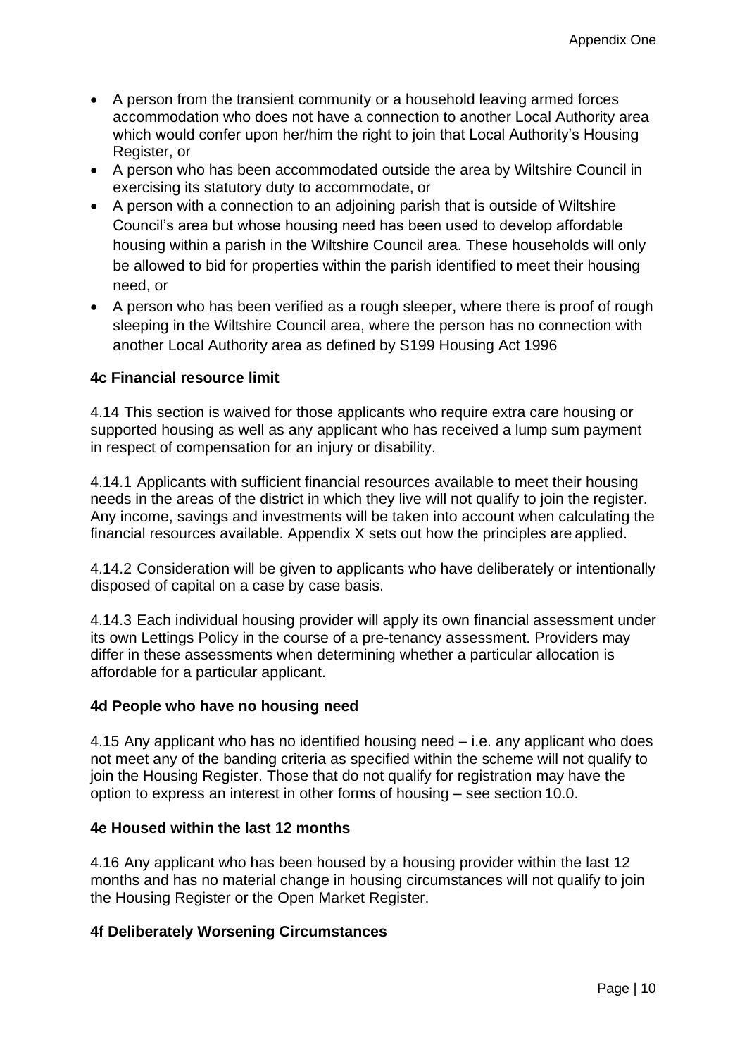- A person from the transient community or a household leaving armed forces accommodation who does not have a connection to another Local Authority area which would confer upon her/him the right to join that Local Authority's Housing Register, or
- A person who has been accommodated outside the area by Wiltshire Council in exercising its statutory duty to accommodate, or
- A person with a connection to an adjoining parish that is outside of Wiltshire Council's area but whose housing need has been used to develop affordable housing within a parish in the Wiltshire Council area. These households will only be allowed to bid for properties within the parish identified to meet their housing need, or
- A person who has been verified as a rough sleeper, where there is proof of rough sleeping in the Wiltshire Council area, where the person has no connection with another Local Authority area as defined by S199 Housing Act 1996

#### 4c Financial resource limit

4.14 This section is waived for those applicants who require extra care housing or supported housing as well as any applicant who has received a lump sum payment in respect of compensation for an injury or disability.

4.14.1 Applicants with sufficient financial resources available to meet their housing needs in the areas of the district in which they live will not qualify to join the register. Any income, savings and investments will be taken into account when calculating the financial resources available. Appendix X sets out how the principles are applied.

4.14.2 Consideration will be given to applicants who have deliberately or intentionally disposed of capital on a case by case basis.

4.14.3 Each individual housing provider will apply its own financial assessment under its own Lettings Policy in the course of a pre-tenancy assessment. Providers may differ in these assessments when determining whether a particular allocation is affordable for a particular applicant.

#### 4d People who have no housing need

4.15 Any applicant who has no identified housing need – i.e. any applicant who does not meet any of the banding criteria as specified within the scheme will not qualify to join the Housing Register. Those that do not qualify for registration may have the option to express an interest in other forms of housing – see section 10.0.

#### 4e Housed within the last 12 months

4.16 Any applicant who has been housed by a housing provider within the last 12 months and has no material change in housing circumstances will not qualify to join the Housing Register or the Open Market Register.

#### 4f Deliberately Worsening Circumstances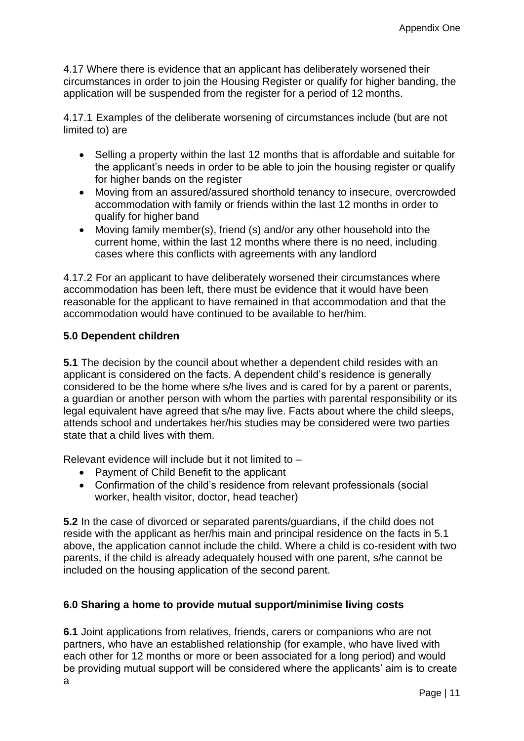4.17 Where there is evidence that an applicant has deliberately worsened their circumstances in order to join the Housing Register or qualify for higher banding, the application will be suspended from the register for a period of 12 months.

4.17.1 Examples of the deliberate worsening of circumstances include (but are not limited to) are

- Selling a property within the last 12 months that is affordable and suitable for the applicant's needs in order to be able to join the housing register or qualify for higher bands on the register
- Moving from an assured/assured shorthold tenancy to insecure, overcrowded accommodation with family or friends within the last 12 months in order to qualify for higher band
- Moving family member(s), friend (s) and/or any other household into the current home, within the last 12 months where there is no need, including cases where this conflicts with agreements with any landlord

4.17.2 For an applicant to have deliberately worsened their circumstances where accommodation has been left, there must be evidence that it would have been reasonable for the applicant to have remained in that accommodation and that the accommodation would have continued to be available to her/him.

## 5.0 Dependent children

**5.1** The decision by the council about whether a dependent child resides with an applicant is considered on the facts. A dependent child's residence is generally considered to be the home where s/he lives and is cared for by a parent or parents, a guardian or another person with whom the parties with parental responsibility or its legal equivalent have agreed that s/he may live. Facts about where the child sleeps, attends school and undertakes her/his studies may be considered were two parties state that a child lives with them.

Relevant evidence will include but it not limited to –

- Payment of Child Benefit to the applicant
- Confirmation of the child's residence from relevant professionals (social worker, health visitor, doctor, head teacher)

**5.2** In the case of divorced or separated parents/guardians, if the child does not reside with the applicant as her/his main and principal residence on the facts in 5.1 above, the application cannot include the child. Where a child is co-resident with two parents, if the child is already adequately housed with one parent, s/he cannot be included on the housing application of the second parent.

## 6.0 Sharing a home to provide mutual support/minimise living costs

**6.1** Joint applications from relatives, friends, carers or companions who are not partners, who have an established relationship (for example, who have lived with each other for 12 months or more or been associated for a long period) and would be providing mutual support will be considered where the applicants' aim is to create a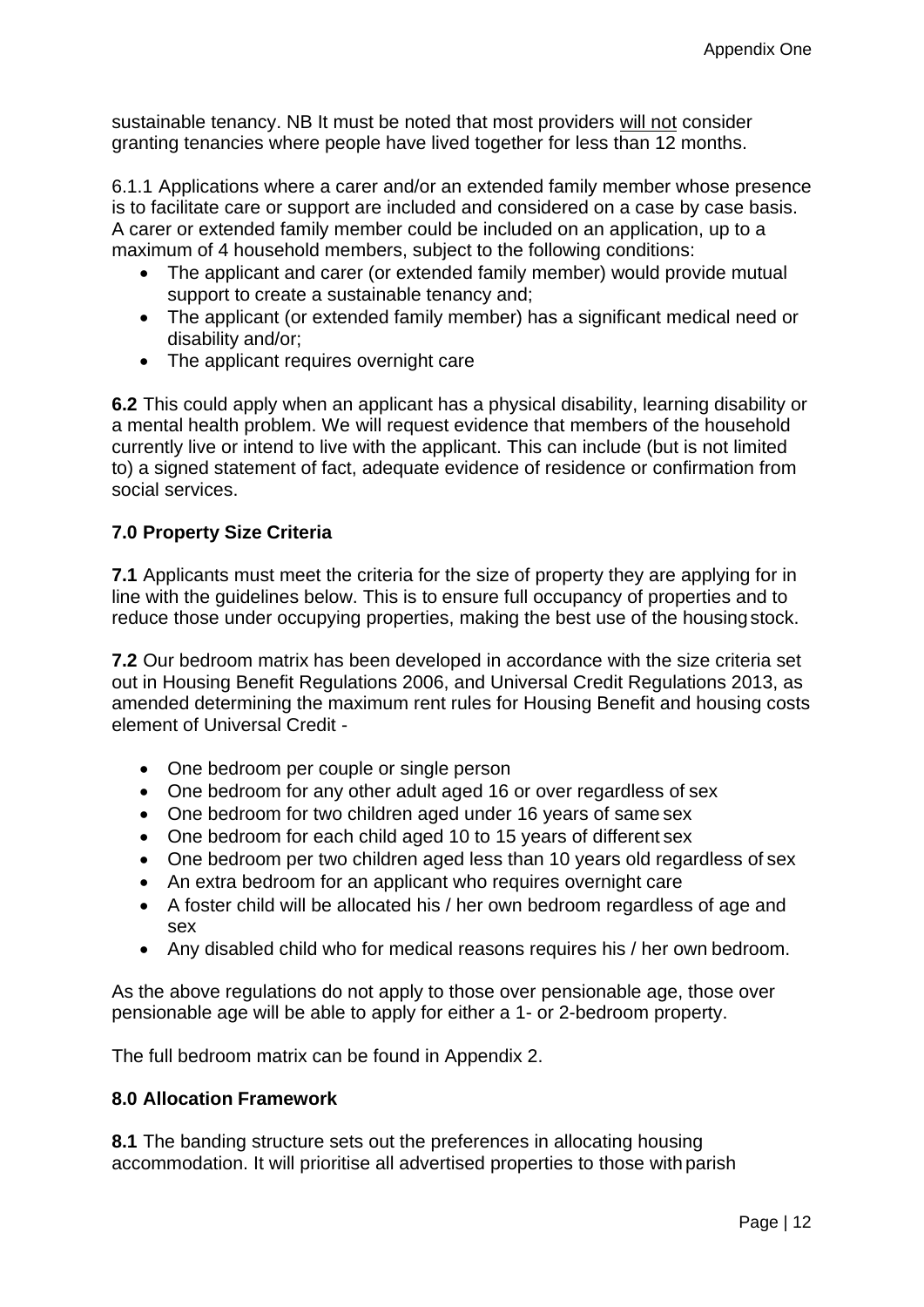sustainable tenancy. NB It must be noted that most providers will not consider granting tenancies where people have lived together for less than 12 months.

6.1.1 Applications where a carer and/or an extended family member whose presence is to facilitate care or support are included and considered on a case by case basis. A carer or extended family member could be included on an application, up to a maximum of 4 household members, subject to the following conditions:

- The applicant and carer (or extended family member) would provide mutual support to create a sustainable tenancy and;
- The applicant (or extended family member) has a significant medical need or disability and/or;
- The applicant requires overnight care

**6.2** This could apply when an applicant has a physical disability, learning disability or a mental health problem. We will request evidence that members of the household currently live or intend to live with the applicant. This can include (but is not limited to) a signed statement of fact, adequate evidence of residence or confirmation from social services.

### 7.0 Property Size Criteria

**7.1** Applicants must meet the criteria for the size of property they are applying for in line with the guidelines below. This is to ensure full occupancy of properties and to reduce those under occupying properties, making the best use of the housing stock.

**7.2** Our bedroom matrix has been developed in accordance with the size criteria set out in Housing Benefit Regulations 2006, and Universal Credit Regulations 2013, as amended determining the maximum rent rules for Housing Benefit and housing costs element of Universal Credit -

- One bedroom per couple or single person
- One bedroom for any other adult aged 16 or over regardless of sex
- One bedroom for two children aged under 16 years of same sex
- One bedroom for each child aged 10 to 15 years of different sex
- One bedroom per two children aged less than 10 years old regardless of sex
- An extra bedroom for an applicant who requires overnight care
- A foster child will be allocated his / her own bedroom regardless of age and sex
- Any disabled child who for medical reasons requires his / her own bedroom.

As the above regulations do not apply to those over pensionable age, those over pensionable age will be able to apply for either a 1- or 2-bedroom property.

The full bedroom matrix can be found in Appendix 2.

### 8.0 Allocation Framework

**8.1** The banding structure sets out the preferences in allocating housing accommodation. It will prioritise all advertised properties to those with parish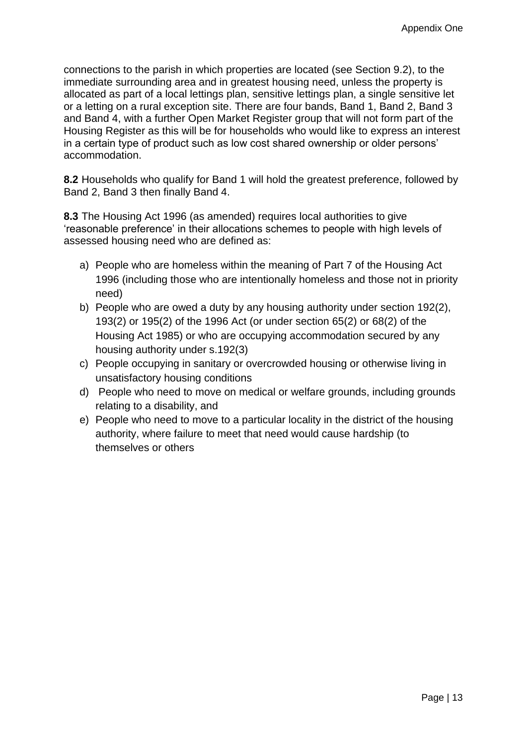connections to the parish in which properties are located (see Section 9.2), to the immediate surrounding area and in greatest housing need, unless the property is allocated as part of a local lettings plan, sensitive lettings plan, a single sensitive let or a letting on a rural exception site. There are four bands, Band 1, Band 2, Band 3 and Band 4, with a further Open Market Register group that will not form part of the Housing Register as this will be for households who would like to express an interest in a certain type of product such as low cost shared ownership or older persons' accommodation.

**8.2** Households who qualify for Band 1 will hold the greatest preference, followed by Band 2, Band 3 then finally Band 4.

**8.3** The Housing Act 1996 (as amended) requires local authorities to give 'reasonable preference' in their allocations schemes to people with high levels of assessed housing need who are defined as:

a) People who are homeless within the meaning of Part 7 of the Housing Act 1996 (including those who are intentionally homeless and those not in priority need)
b) People who are owed a duty by any housing authority under section 192(2), 193(2) or 195(2) of the 1996 Act (or under section 65(2) or 68(2) of the Housing Act 1985) or who are occupying accommodation secured by any housing authority under s.192(3)
c) People occupying in sanitary or overcrowded housing or otherwise living in unsatisfactory housing conditions
d) People who need to move on medical or welfare grounds, including grounds relating to a disability, and
e) People who need to move to a particular locality in the district of the housing authority, where failure to meet that need would cause hardship (to themselves or others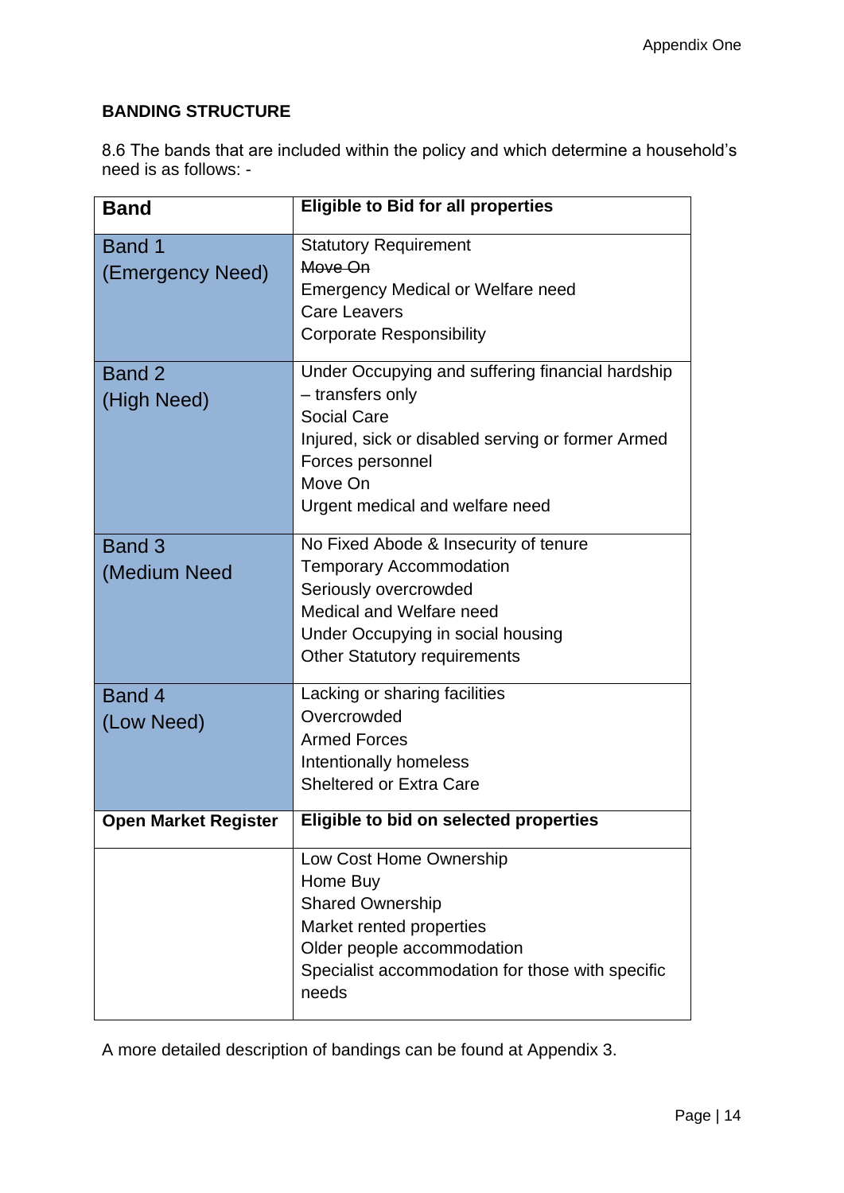**BANDING STRUCTURE**

8.6 The bands that are included within the policy and which determine a household's need is as follows: -

| Band | Eligible to Bid for all properties |
|---|---|
| Band 1<br>(Emergency Need) | Statutory Requirement<br>~~Move On~~<br>Emergency Medical or Welfare need<br>Care Leavers<br>Corporate Responsibility |
| Band 2<br>(High Need) | Under Occupying and suffering financial hardship – transfers only<br>Social Care<br>Injured, sick or disabled serving or former Armed Forces personnel<br>Move On<br>Urgent medical and welfare need |
| Band 3<br>(Medium Need | No Fixed Abode & Insecurity of tenure<br>Temporary Accommodation<br>Seriously overcrowded<br>Medical and Welfare need<br>Under Occupying in social housing<br>Other Statutory requirements |
| Band 4<br>(Low Need) | Lacking or sharing facilities<br>Overcrowded<br>Armed Forces<br>Intentionally homeless<br>Sheltered or Extra Care |
| **Open Market Register** | **Eligible to bid on selected properties** |
| | Low Cost Home Ownership<br>Home Buy<br>Shared Ownership<br>Market rented properties<br>Older people accommodation<br>Specialist accommodation for those with specific needs |

A more detailed description of bandings can be found at Appendix 3.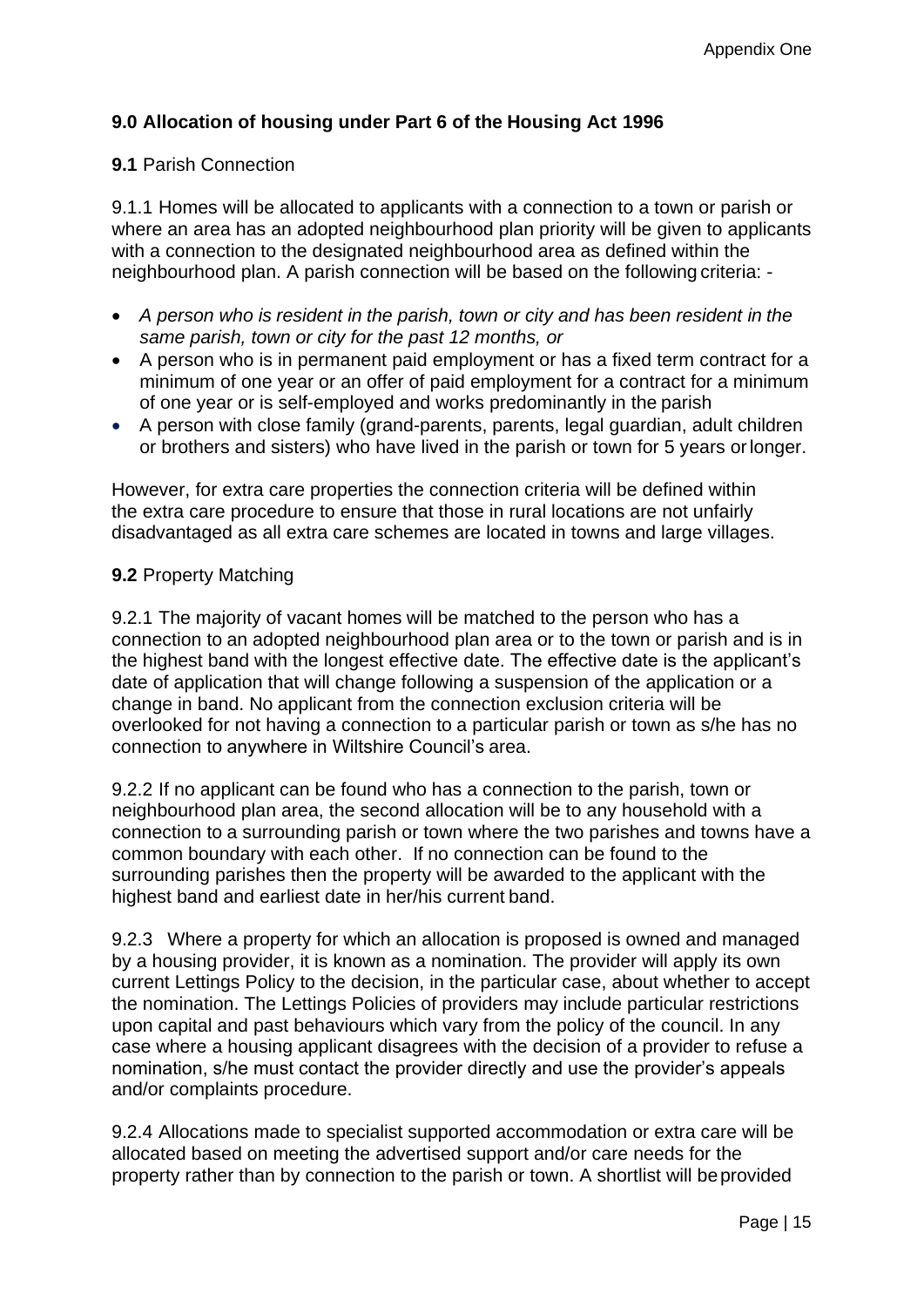## 9.0 Allocation of housing under Part 6 of the Housing Act 1996

**9.1** Parish Connection

9.1.1 Homes will be allocated to applicants with a connection to a town or parish or where an area has an adopted neighbourhood plan priority will be given to applicants with a connection to the designated neighbourhood area as defined within the neighbourhood plan. A parish connection will be based on the following criteria: -

- *A person who is resident in the parish, town or city and has been resident in the same parish, town or city for the past 12 months, or*
- A person who is in permanent paid employment or has a fixed term contract for a minimum of one year or an offer of paid employment for a contract for a minimum of one year or is self-employed and works predominantly in the parish
- A person with close family (grand-parents, parents, legal guardian, adult children or brothers and sisters) who have lived in the parish or town for 5 years or longer.

However, for extra care properties the connection criteria will be defined within the extra care procedure to ensure that those in rural locations are not unfairly disadvantaged as all extra care schemes are located in towns and large villages.

**9.2** Property Matching

9.2.1 The majority of vacant homes will be matched to the person who has a connection to an adopted neighbourhood plan area or to the town or parish and is in the highest band with the longest effective date. The effective date is the applicant's date of application that will change following a suspension of the application or a change in band. No applicant from the connection exclusion criteria will be overlooked for not having a connection to a particular parish or town as s/he has no connection to anywhere in Wiltshire Council's area.

9.2.2 If no applicant can be found who has a connection to the parish, town or neighbourhood plan area, the second allocation will be to any household with a connection to a surrounding parish or town where the two parishes and towns have a common boundary with each other. If no connection can be found to the surrounding parishes then the property will be awarded to the applicant with the highest band and earliest date in her/his current band.

9.2.3 Where a property for which an allocation is proposed is owned and managed by a housing provider, it is known as a nomination. The provider will apply its own current Lettings Policy to the decision, in the particular case, about whether to accept the nomination. The Lettings Policies of providers may include particular restrictions upon capital and past behaviours which vary from the policy of the council. In any case where a housing applicant disagrees with the decision of a provider to refuse a nomination, s/he must contact the provider directly and use the provider's appeals and/or complaints procedure.

9.2.4 Allocations made to specialist supported accommodation or extra care will be allocated based on meeting the advertised support and/or care needs for the property rather than by connection to the parish or town. A shortlist will be provided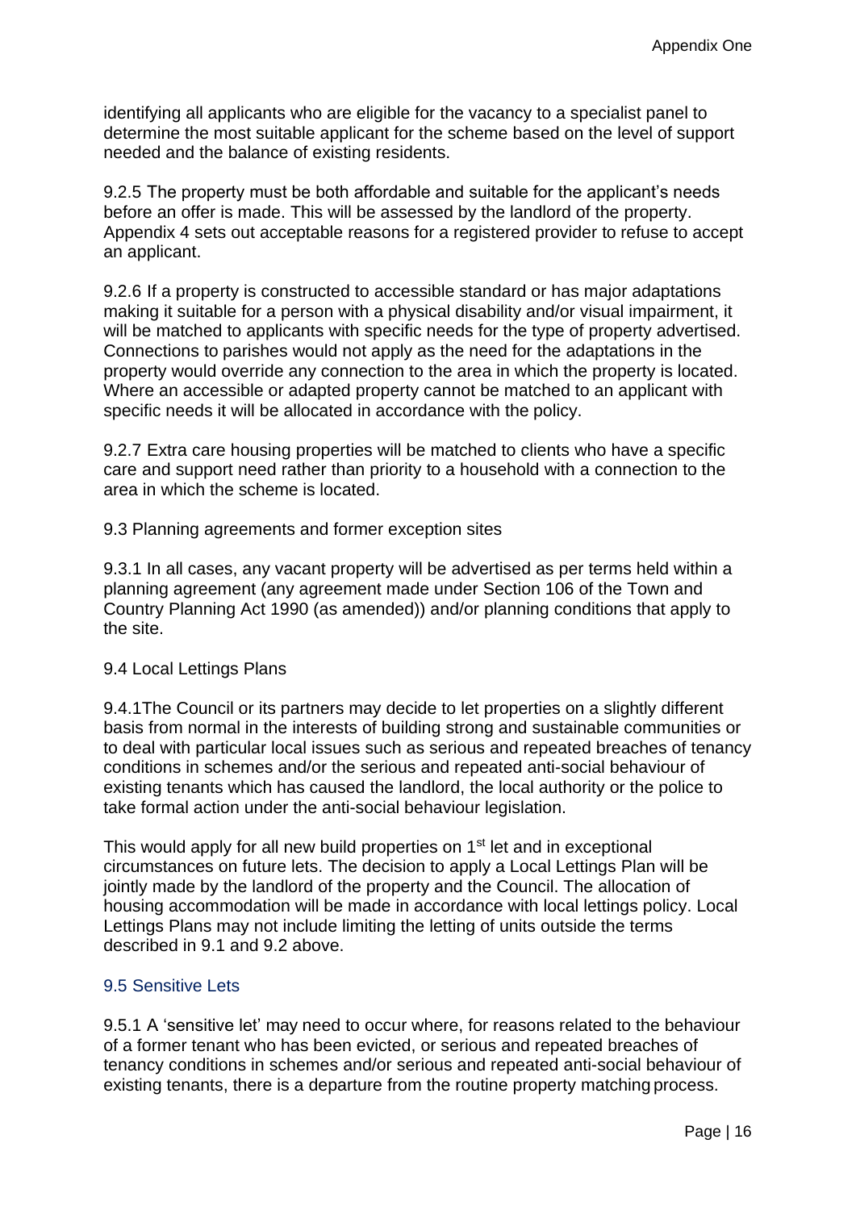identifying all applicants who are eligible for the vacancy to a specialist panel to determine the most suitable applicant for the scheme based on the level of support needed and the balance of existing residents.

9.2.5 The property must be both affordable and suitable for the applicant's needs before an offer is made. This will be assessed by the landlord of the property. Appendix 4 sets out acceptable reasons for a registered provider to refuse to accept an applicant.

9.2.6 If a property is constructed to accessible standard or has major adaptations making it suitable for a person with a physical disability and/or visual impairment, it will be matched to applicants with specific needs for the type of property advertised. Connections to parishes would not apply as the need for the adaptations in the property would override any connection to the area in which the property is located. Where an accessible or adapted property cannot be matched to an applicant with specific needs it will be allocated in accordance with the policy.

9.2.7 Extra care housing properties will be matched to clients who have a specific care and support need rather than priority to a household with a connection to the area in which the scheme is located.

9.3 Planning agreements and former exception sites

9.3.1 In all cases, any vacant property will be advertised as per terms held within a planning agreement (any agreement made under Section 106 of the Town and Country Planning Act 1990 (as amended)) and/or planning conditions that apply to the site.

9.4 Local Lettings Plans

9.4.1The Council or its partners may decide to let properties on a slightly different basis from normal in the interests of building strong and sustainable communities or to deal with particular local issues such as serious and repeated breaches of tenancy conditions in schemes and/or the serious and repeated anti-social behaviour of existing tenants which has caused the landlord, the local authority or the police to take formal action under the anti-social behaviour legislation.

This would apply for all new build properties on 1st let and in exceptional circumstances on future lets. The decision to apply a Local Lettings Plan will be jointly made by the landlord of the property and the Council. The allocation of housing accommodation will be made in accordance with local lettings policy. Local Lettings Plans may not include limiting the letting of units outside the terms described in 9.1 and 9.2 above.

## 9.5 Sensitive Lets

9.5.1 A 'sensitive let' may need to occur where, for reasons related to the behaviour of a former tenant who has been evicted, or serious and repeated breaches of tenancy conditions in schemes and/or serious and repeated anti-social behaviour of existing tenants, there is a departure from the routine property matching process.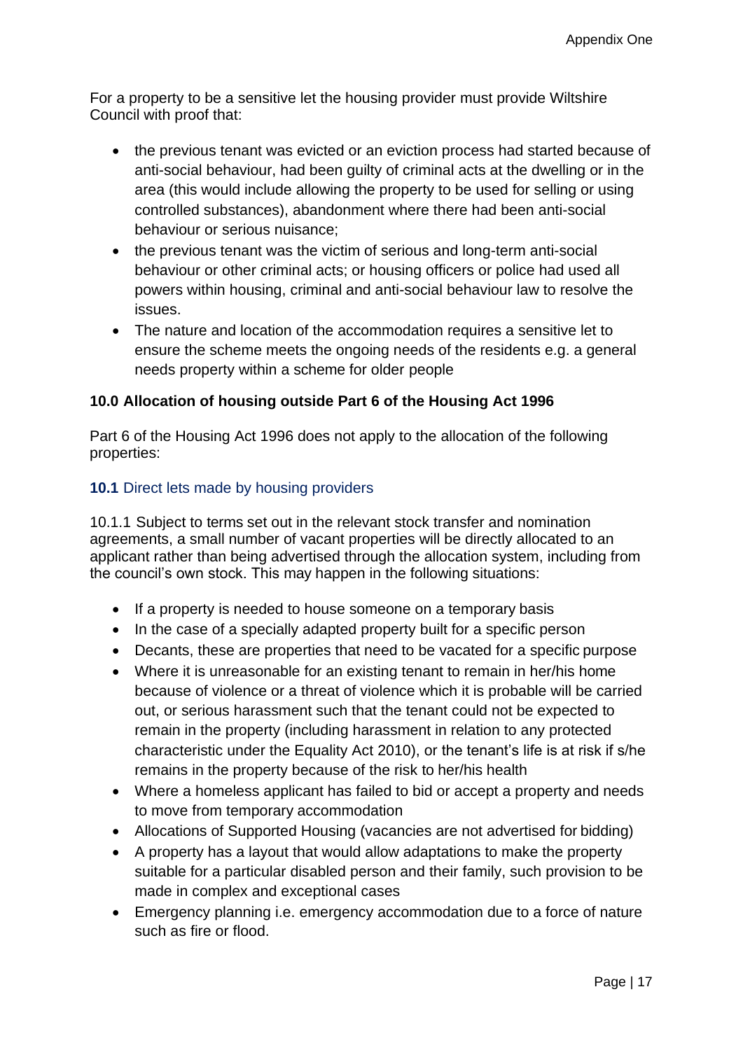For a property to be a sensitive let the housing provider must provide Wiltshire Council with proof that:

- the previous tenant was evicted or an eviction process had started because of anti-social behaviour, had been guilty of criminal acts at the dwelling or in the area (this would include allowing the property to be used for selling or using controlled substances), abandonment where there had been anti-social behaviour or serious nuisance;
- the previous tenant was the victim of serious and long-term anti-social behaviour or other criminal acts; or housing officers or police had used all powers within housing, criminal and anti-social behaviour law to resolve the issues.
- The nature and location of the accommodation requires a sensitive let to ensure the scheme meets the ongoing needs of the residents e.g. a general needs property within a scheme for older people

## 10.0 Allocation of housing outside Part 6 of the Housing Act 1996

Part 6 of the Housing Act 1996 does not apply to the allocation of the following properties:

### **10.1** Direct lets made by housing providers

10.1.1 Subject to terms set out in the relevant stock transfer and nomination agreements, a small number of vacant properties will be directly allocated to an applicant rather than being advertised through the allocation system, including from the council's own stock. This may happen in the following situations:

- If a property is needed to house someone on a temporary basis
- In the case of a specially adapted property built for a specific person
- Decants, these are properties that need to be vacated for a specific purpose
- Where it is unreasonable for an existing tenant to remain in her/his home because of violence or a threat of violence which it is probable will be carried out, or serious harassment such that the tenant could not be expected to remain in the property (including harassment in relation to any protected characteristic under the Equality Act 2010), or the tenant's life is at risk if s/he remains in the property because of the risk to her/his health
- Where a homeless applicant has failed to bid or accept a property and needs to move from temporary accommodation
- Allocations of Supported Housing (vacancies are not advertised for bidding)
- A property has a layout that would allow adaptations to make the property suitable for a particular disabled person and their family, such provision to be made in complex and exceptional cases
- Emergency planning i.e. emergency accommodation due to a force of nature such as fire or flood.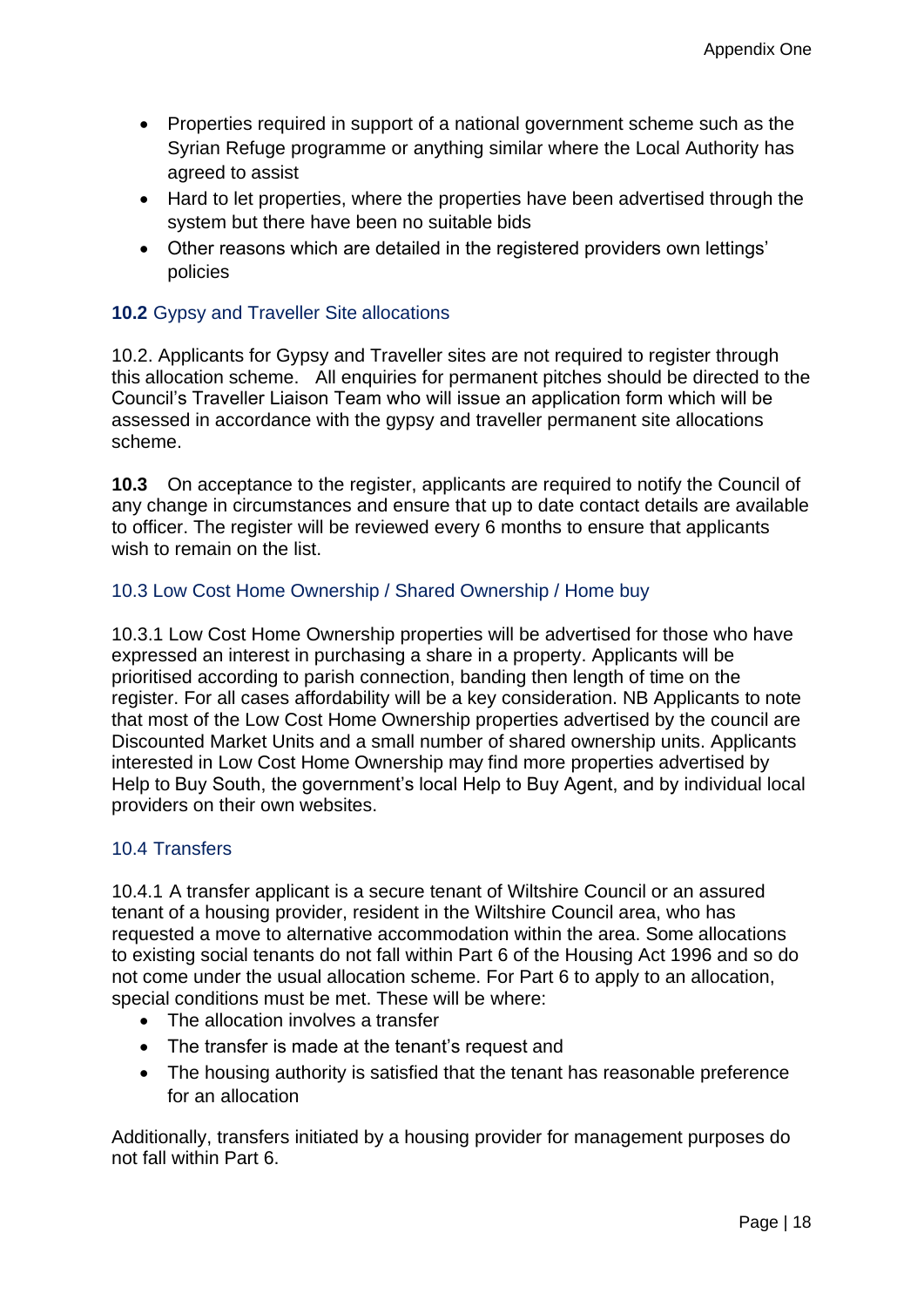- Properties required in support of a national government scheme such as the Syrian Refuge programme or anything similar where the Local Authority has agreed to assist
- Hard to let properties, where the properties have been advertised through the system but there have been no suitable bids
- Other reasons which are detailed in the registered providers own lettings' policies

### **10.2** Gypsy and Traveller Site allocations

10.2. Applicants for Gypsy and Traveller sites are not required to register through this allocation scheme. All enquiries for permanent pitches should be directed to the Council's Traveller Liaison Team who will issue an application form which will be assessed in accordance with the gypsy and traveller permanent site allocations scheme.

**10.3** On acceptance to the register, applicants are required to notify the Council of any change in circumstances and ensure that up to date contact details are available to officer. The register will be reviewed every 6 months to ensure that applicants wish to remain on the list.

### 10.3 Low Cost Home Ownership / Shared Ownership / Home buy

10.3.1 Low Cost Home Ownership properties will be advertised for those who have expressed an interest in purchasing a share in a property. Applicants will be prioritised according to parish connection, banding then length of time on the register. For all cases affordability will be a key consideration. NB Applicants to note that most of the Low Cost Home Ownership properties advertised by the council are Discounted Market Units and a small number of shared ownership units. Applicants interested in Low Cost Home Ownership may find more properties advertised by Help to Buy South, the government's local Help to Buy Agent, and by individual local providers on their own websites.

### 10.4 Transfers

10.4.1 A transfer applicant is a secure tenant of Wiltshire Council or an assured tenant of a housing provider, resident in the Wiltshire Council area, who has requested a move to alternative accommodation within the area. Some allocations to existing social tenants do not fall within Part 6 of the Housing Act 1996 and so do not come under the usual allocation scheme. For Part 6 to apply to an allocation, special conditions must be met. These will be where:

- The allocation involves a transfer
- The transfer is made at the tenant's request and
- The housing authority is satisfied that the tenant has reasonable preference for an allocation

Additionally, transfers initiated by a housing provider for management purposes do not fall within Part 6.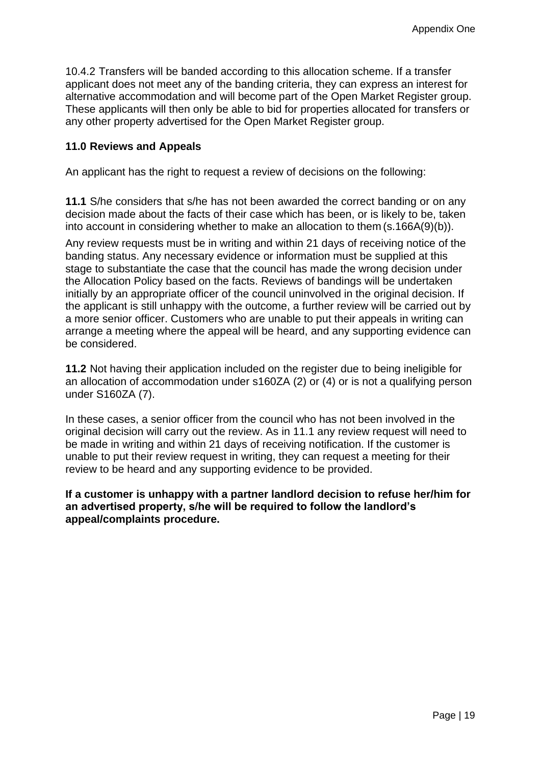10.4.2 Transfers will be banded according to this allocation scheme. If a transfer applicant does not meet any of the banding criteria, they can express an interest for alternative accommodation and will become part of the Open Market Register group. These applicants will then only be able to bid for properties allocated for transfers or any other property advertised for the Open Market Register group.

### 11.0 Reviews and Appeals

An applicant has the right to request a review of decisions on the following:

**11.1** S/he considers that s/he has not been awarded the correct banding or on any decision made about the facts of their case which has been, or is likely to be, taken into account in considering whether to make an allocation to them (s.166A(9)(b)).

Any review requests must be in writing and within 21 days of receiving notice of the banding status. Any necessary evidence or information must be supplied at this stage to substantiate the case that the council has made the wrong decision under the Allocation Policy based on the facts. Reviews of bandings will be undertaken initially by an appropriate officer of the council uninvolved in the original decision. If the applicant is still unhappy with the outcome, a further review will be carried out by a more senior officer. Customers who are unable to put their appeals in writing can arrange a meeting where the appeal will be heard, and any supporting evidence can be considered.

**11.2** Not having their application included on the register due to being ineligible for an allocation of accommodation under s160ZA (2) or (4) or is not a qualifying person under S160ZA (7).

In these cases, a senior officer from the council who has not been involved in the original decision will carry out the review. As in 11.1 any review request will need to be made in writing and within 21 days of receiving notification. If the customer is unable to put their review request in writing, they can request a meeting for their review to be heard and any supporting evidence to be provided.

**If a customer is unhappy with a partner landlord decision to refuse her/him for an advertised property, s/he will be required to follow the landlord's appeal/complaints procedure.**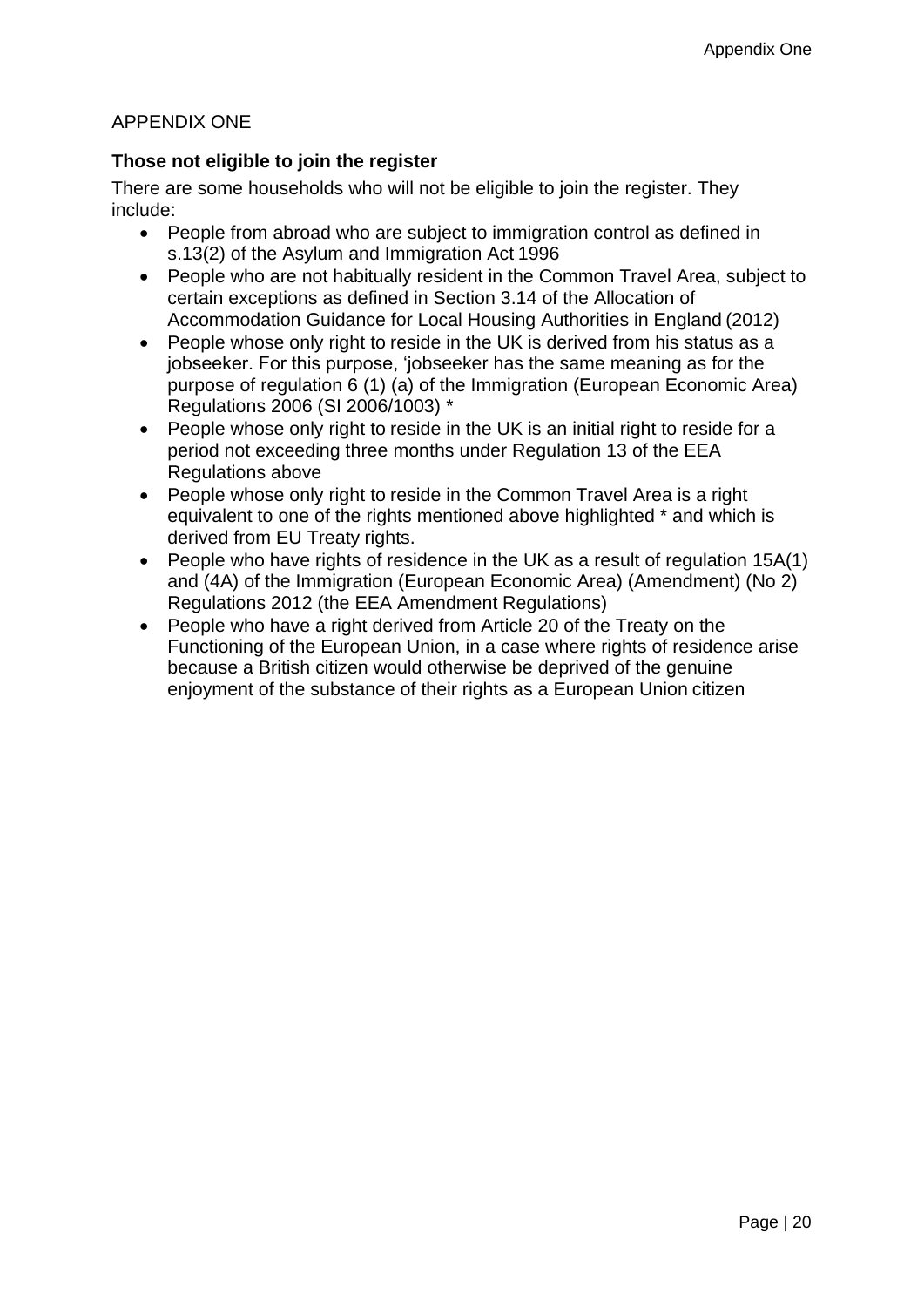APPENDIX ONE

**Those not eligible to join the register**

There are some households who will not be eligible to join the register. They include:

- People from abroad who are subject to immigration control as defined in s.13(2) of the Asylum and Immigration Act 1996
- People who are not habitually resident in the Common Travel Area, subject to certain exceptions as defined in Section 3.14 of the Allocation of Accommodation Guidance for Local Housing Authorities in England (2012)
- People whose only right to reside in the UK is derived from his status as a jobseeker. For this purpose, 'jobseeker has the same meaning as for the purpose of regulation 6 (1) (a) of the Immigration (European Economic Area) Regulations 2006 (SI 2006/1003) *
- People whose only right to reside in the UK is an initial right to reside for a period not exceeding three months under Regulation 13 of the EEA Regulations above
- People whose only right to reside in the Common Travel Area is a right equivalent to one of the rights mentioned above highlighted * and which is derived from EU Treaty rights.
- People who have rights of residence in the UK as a result of regulation 15A(1) and (4A) of the Immigration (European Economic Area) (Amendment) (No 2) Regulations 2012 (the EEA Amendment Regulations)
- People who have a right derived from Article 20 of the Treaty on the Functioning of the European Union, in a case where rights of residence arise because a British citizen would otherwise be deprived of the genuine enjoyment of the substance of their rights as a European Union citizen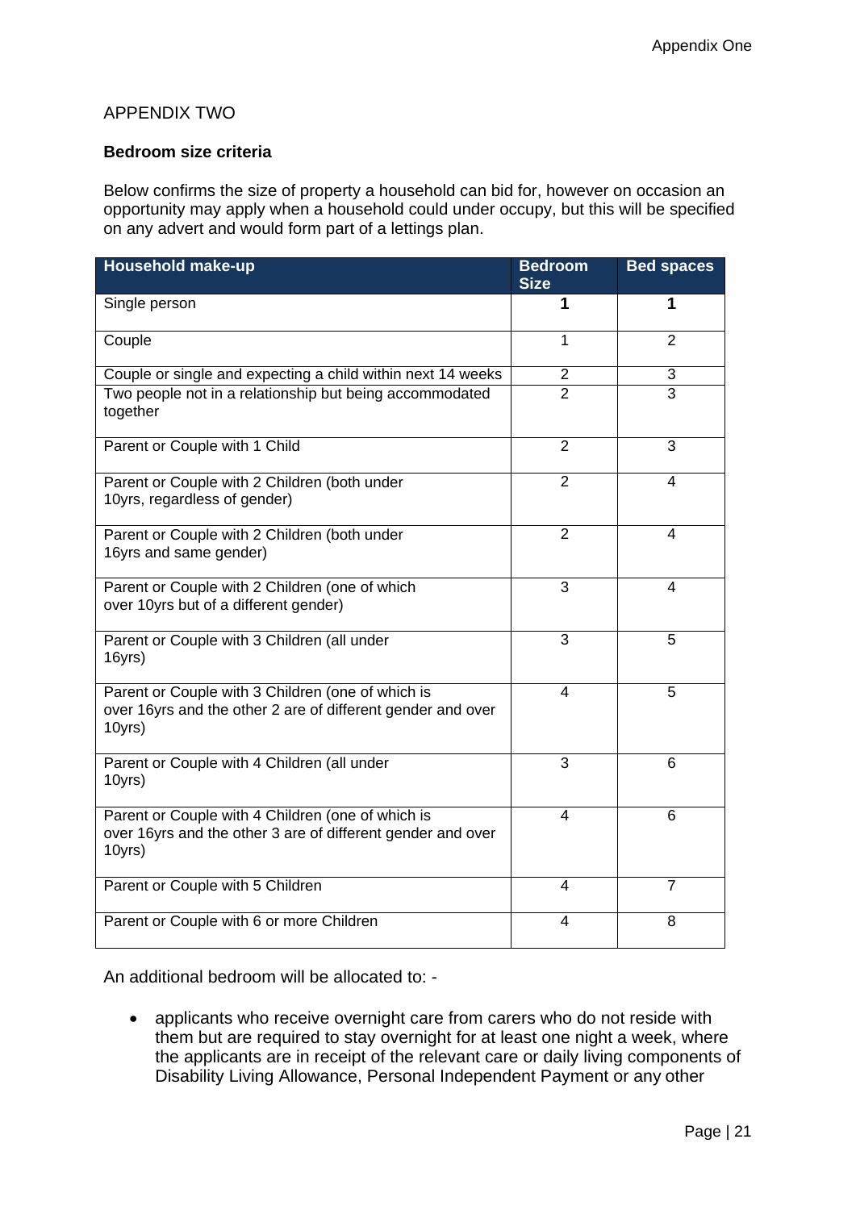APPENDIX TWO

**Bedroom size criteria**

Below confirms the size of property a household can bid for, however on occasion an opportunity may apply when a household could under occupy, but this will be specified on any advert and would form part of a lettings plan.

| Household make-up | Bedroom Size | Bed spaces |
|---|---|---|
| Single person | **1** | **1** |
| Couple | 1 | 2 |
| Couple or single and expecting a child within next 14 weeks | 2 | 3 |
| Two people not in a relationship but being accommodated together | 2 | 3 |
| Parent or Couple with 1 Child | 2 | 3 |
| Parent or Couple with 2 Children (both under 10yrs, regardless of gender) | 2 | 4 |
| Parent or Couple with 2 Children (both under 16yrs and same gender) | 2 | 4 |
| Parent or Couple with 2 Children (one of which over 10yrs but of a different gender) | 3 | 4 |
| Parent or Couple with 3 Children (all under 16yrs) | 3 | 5 |
| Parent or Couple with 3 Children (one of which is over 16yrs and the other 2 are of different gender and over 10yrs) | 4 | 5 |
| Parent or Couple with 4 Children (all under 10yrs) | 3 | 6 |
| Parent or Couple with 4 Children (one of which is over 16yrs and the other 3 are of different gender and over 10yrs) | 4 | 6 |
| Parent or Couple with 5 Children | 4 | 7 |
| Parent or Couple with 6 or more Children | 4 | 8 |

An additional bedroom will be allocated to: -

- applicants who receive overnight care from carers who do not reside with them but are required to stay overnight for at least one night a week, where the applicants are in receipt of the relevant care or daily living components of Disability Living Allowance, Personal Independent Payment or any other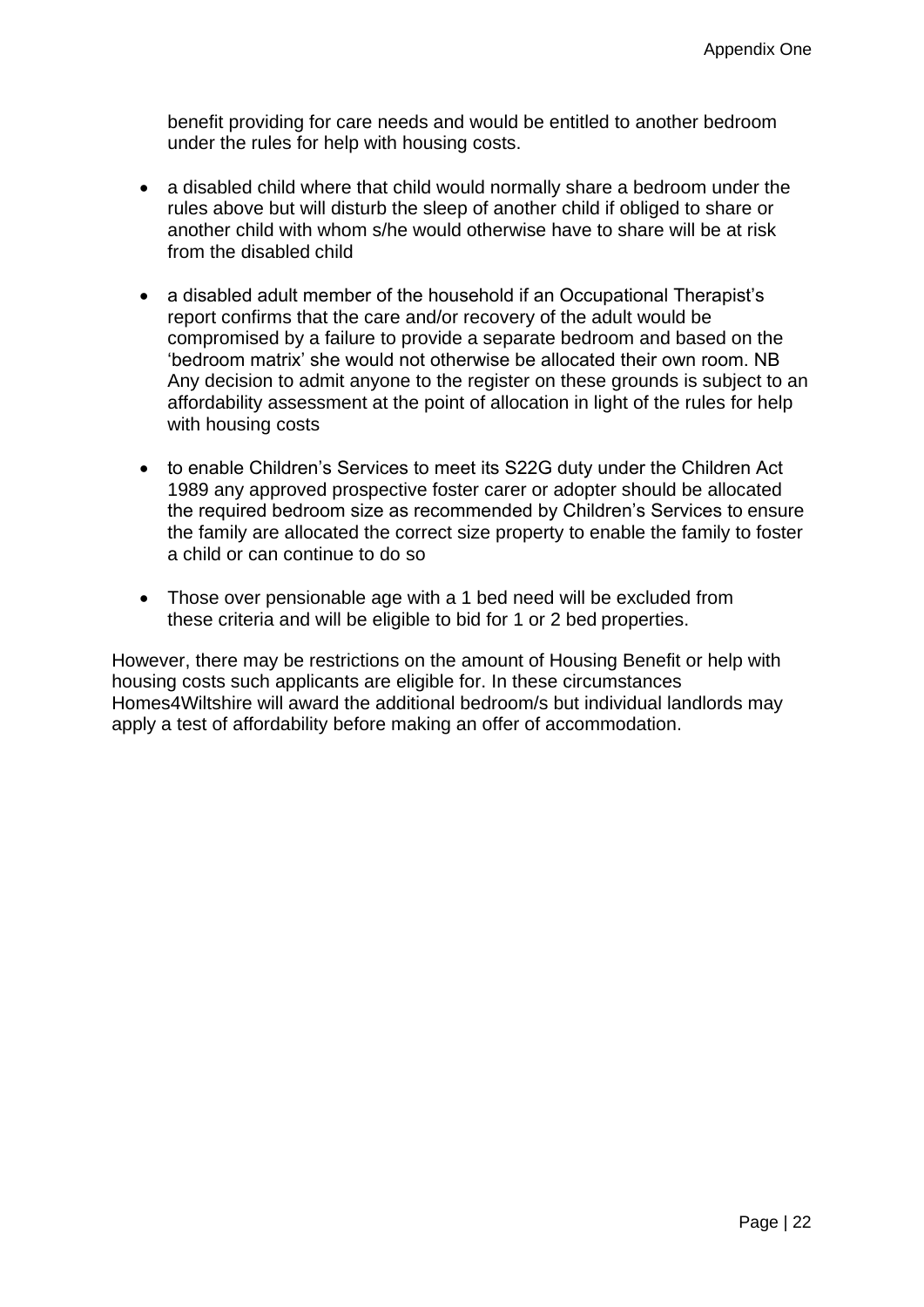benefit providing for care needs and would be entitled to another bedroom under the rules for help with housing costs.

- a disabled child where that child would normally share a bedroom under the rules above but will disturb the sleep of another child if obliged to share or another child with whom s/he would otherwise have to share will be at risk from the disabled child

- a disabled adult member of the household if an Occupational Therapist's report confirms that the care and/or recovery of the adult would be compromised by a failure to provide a separate bedroom and based on the 'bedroom matrix' she would not otherwise be allocated their own room. NB Any decision to admit anyone to the register on these grounds is subject to an affordability assessment at the point of allocation in light of the rules for help with housing costs

- to enable Children's Services to meet its S22G duty under the Children Act 1989 any approved prospective foster carer or adopter should be allocated the required bedroom size as recommended by Children's Services to ensure the family are allocated the correct size property to enable the family to foster a child or can continue to do so

- Those over pensionable age with a 1 bed need will be excluded from these criteria and will be eligible to bid for 1 or 2 bed properties.

However, there may be restrictions on the amount of Housing Benefit or help with housing costs such applicants are eligible for. In these circumstances Homes4Wiltshire will award the additional bedroom/s but individual landlords may apply a test of affordability before making an offer of accommodation.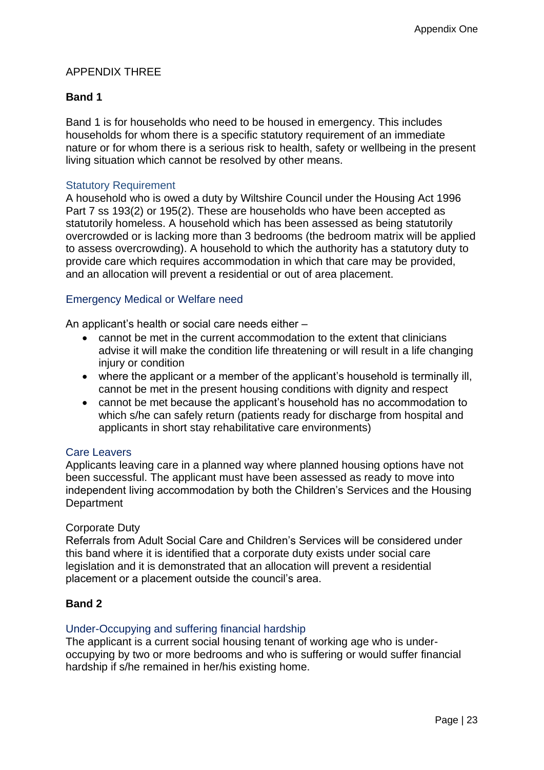APPENDIX THREE

## Band 1

Band 1 is for households who need to be housed in emergency. This includes households for whom there is a specific statutory requirement of an immediate nature or for whom there is a serious risk to health, safety or wellbeing in the present living situation which cannot be resolved by other means.

### Statutory Requirement

A household who is owed a duty by Wiltshire Council under the Housing Act 1996 Part 7 ss 193(2) or 195(2). These are households who have been accepted as statutorily homeless. A household which has been assessed as being statutorily overcrowded or is lacking more than 3 bedrooms (the bedroom matrix will be applied to assess overcrowding). A household to which the authority has a statutory duty to provide care which requires accommodation in which that care may be provided, and an allocation will prevent a residential or out of area placement.

### Emergency Medical or Welfare need

An applicant's health or social care needs either –

- cannot be met in the current accommodation to the extent that clinicians advise it will make the condition life threatening or will result in a life changing injury or condition
- where the applicant or a member of the applicant's household is terminally ill, cannot be met in the present housing conditions with dignity and respect
- cannot be met because the applicant's household has no accommodation to which s/he can safely return (patients ready for discharge from hospital and applicants in short stay rehabilitative care environments)

### Care Leavers

Applicants leaving care in a planned way where planned housing options have not been successful. The applicant must have been assessed as ready to move into independent living accommodation by both the Children's Services and the Housing Department

### Corporate Duty

Referrals from Adult Social Care and Children's Services will be considered under this band where it is identified that a corporate duty exists under social care legislation and it is demonstrated that an allocation will prevent a residential placement or a placement outside the council's area.

## Band 2

### Under-Occupying and suffering financial hardship

The applicant is a current social housing tenant of working age who is under-occupying by two or more bedrooms and who is suffering or would suffer financial hardship if s/he remained in her/his existing home.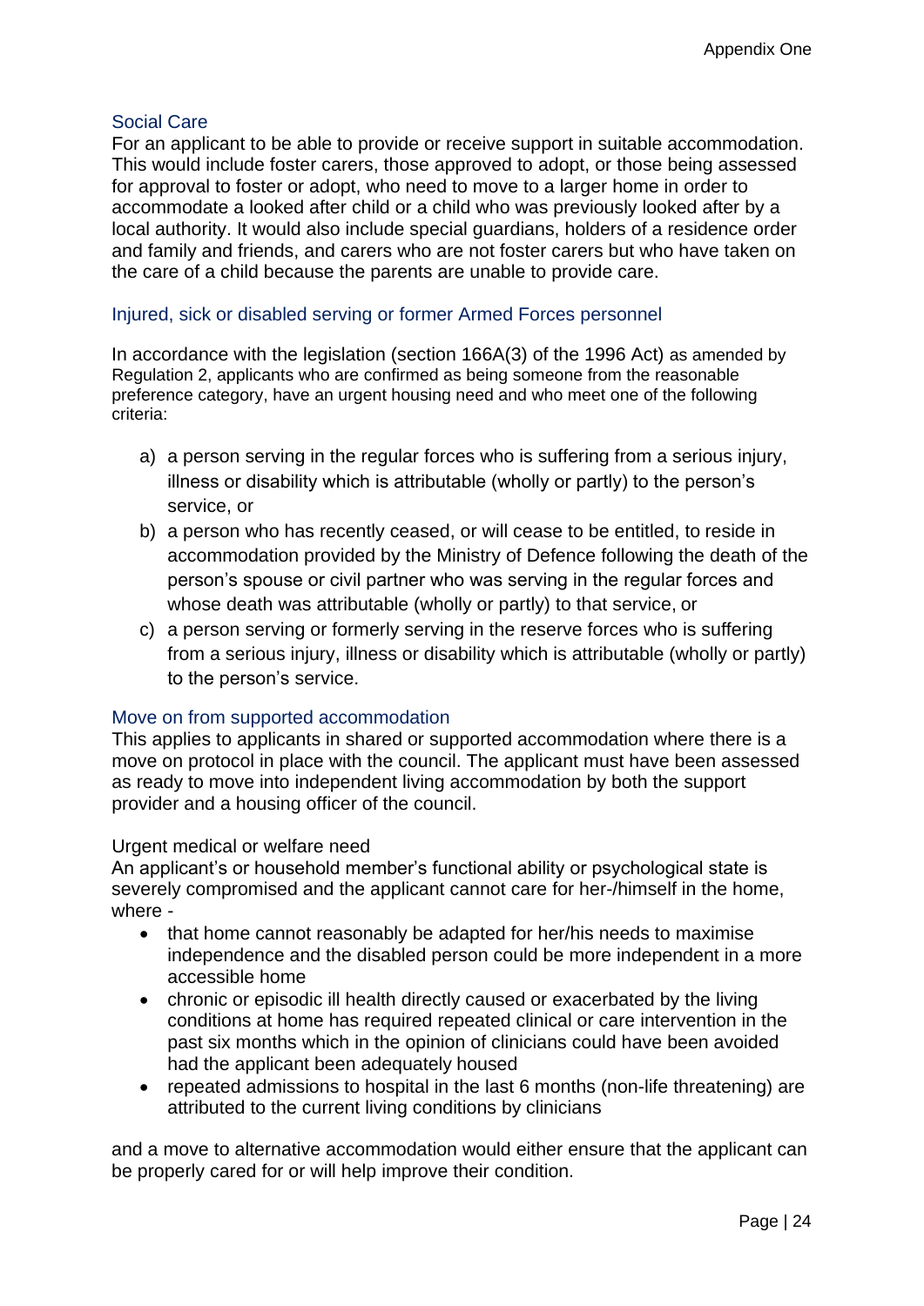### Social Care

For an applicant to be able to provide or receive support in suitable accommodation. This would include foster carers, those approved to adopt, or those being assessed for approval to foster or adopt, who need to move to a larger home in order to accommodate a looked after child or a child who was previously looked after by a local authority. It would also include special guardians, holders of a residence order and family and friends, and carers who are not foster carers but who have taken on the care of a child because the parents are unable to provide care.

### Injured, sick or disabled serving or former Armed Forces personnel

In accordance with the legislation (section 166A(3) of the 1996 Act) as amended by Regulation 2, applicants who are confirmed as being someone from the reasonable preference category, have an urgent housing need and who meet one of the following criteria:

a) a person serving in the regular forces who is suffering from a serious injury, illness or disability which is attributable (wholly or partly) to the person's service, or
b) a person who has recently ceased, or will cease to be entitled, to reside in accommodation provided by the Ministry of Defence following the death of the person's spouse or civil partner who was serving in the regular forces and whose death was attributable (wholly or partly) to that service, or
c) a person serving or formerly serving in the reserve forces who is suffering from a serious injury, illness or disability which is attributable (wholly or partly) to the person's service.

### Move on from supported accommodation

This applies to applicants in shared or supported accommodation where there is a move on protocol in place with the council. The applicant must have been assessed as ready to move into independent living accommodation by both the support provider and a housing officer of the council.

Urgent medical or welfare need

An applicant's or household member's functional ability or psychological state is severely compromised and the applicant cannot care for her-/himself in the home, where -

- that home cannot reasonably be adapted for her/his needs to maximise independence and the disabled person could be more independent in a more accessible home
- chronic or episodic ill health directly caused or exacerbated by the living conditions at home has required repeated clinical or care intervention in the past six months which in the opinion of clinicians could have been avoided had the applicant been adequately housed
- repeated admissions to hospital in the last 6 months (non-life threatening) are attributed to the current living conditions by clinicians

and a move to alternative accommodation would either ensure that the applicant can be properly cared for or will help improve their condition.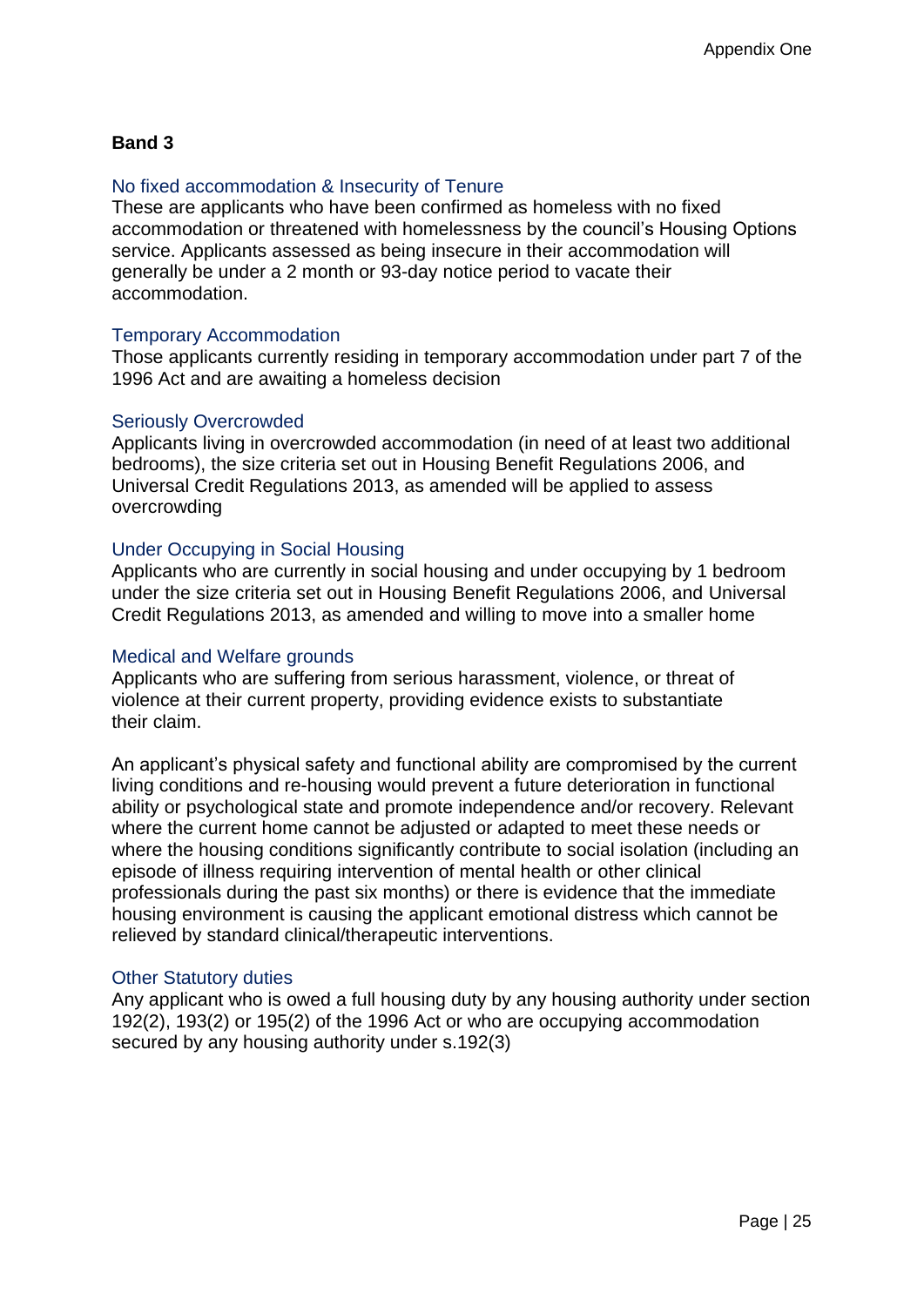## Band 3

### No fixed accommodation & Insecurity of Tenure

These are applicants who have been confirmed as homeless with no fixed accommodation or threatened with homelessness by the council's Housing Options service. Applicants assessed as being insecure in their accommodation will generally be under a 2 month or 93-day notice period to vacate their accommodation.

### Temporary Accommodation

Those applicants currently residing in temporary accommodation under part 7 of the 1996 Act and are awaiting a homeless decision

### Seriously Overcrowded

Applicants living in overcrowded accommodation (in need of at least two additional bedrooms), the size criteria set out in Housing Benefit Regulations 2006, and Universal Credit Regulations 2013, as amended will be applied to assess overcrowding

### Under Occupying in Social Housing

Applicants who are currently in social housing and under occupying by 1 bedroom under the size criteria set out in Housing Benefit Regulations 2006, and Universal Credit Regulations 2013, as amended and willing to move into a smaller home

### Medical and Welfare grounds

Applicants who are suffering from serious harassment, violence, or threat of violence at their current property, providing evidence exists to substantiate their claim.

An applicant's physical safety and functional ability are compromised by the current living conditions and re-housing would prevent a future deterioration in functional ability or psychological state and promote independence and/or recovery. Relevant where the current home cannot be adjusted or adapted to meet these needs or where the housing conditions significantly contribute to social isolation (including an episode of illness requiring intervention of mental health or other clinical professionals during the past six months) or there is evidence that the immediate housing environment is causing the applicant emotional distress which cannot be relieved by standard clinical/therapeutic interventions.

### Other Statutory duties

Any applicant who is owed a full housing duty by any housing authority under section 192(2), 193(2) or 195(2) of the 1996 Act or who are occupying accommodation secured by any housing authority under s.192(3)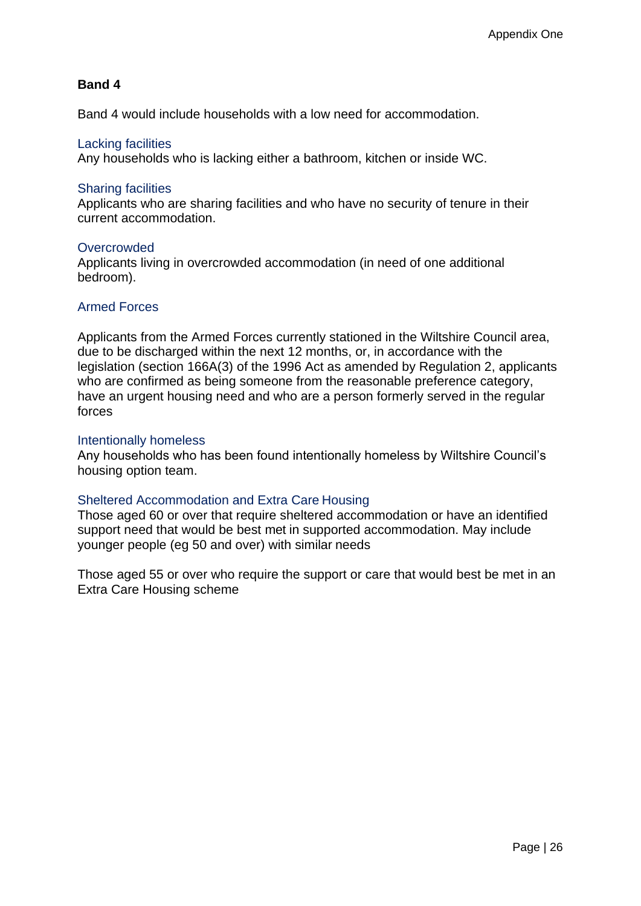**Band 4**

Band 4 would include households with a low need for accommodation.

### Lacking facilities

Any households who is lacking either a bathroom, kitchen or inside WC.

### Sharing facilities

Applicants who are sharing facilities and who have no security of tenure in their current accommodation.

### Overcrowded

Applicants living in overcrowded accommodation (in need of one additional bedroom).

### Armed Forces

Applicants from the Armed Forces currently stationed in the Wiltshire Council area, due to be discharged within the next 12 months, or, in accordance with the legislation (section 166A(3) of the 1996 Act as amended by Regulation 2, applicants who are confirmed as being someone from the reasonable preference category, have an urgent housing need and who are a person formerly served in the regular forces

### Intentionally homeless

Any households who has been found intentionally homeless by Wiltshire Council's housing option team.

### Sheltered Accommodation and Extra Care Housing

Those aged 60 or over that require sheltered accommodation or have an identified support need that would be best met in supported accommodation. May include younger people (eg 50 and over) with similar needs

Those aged 55 or over who require the support or care that would best be met in an Extra Care Housing scheme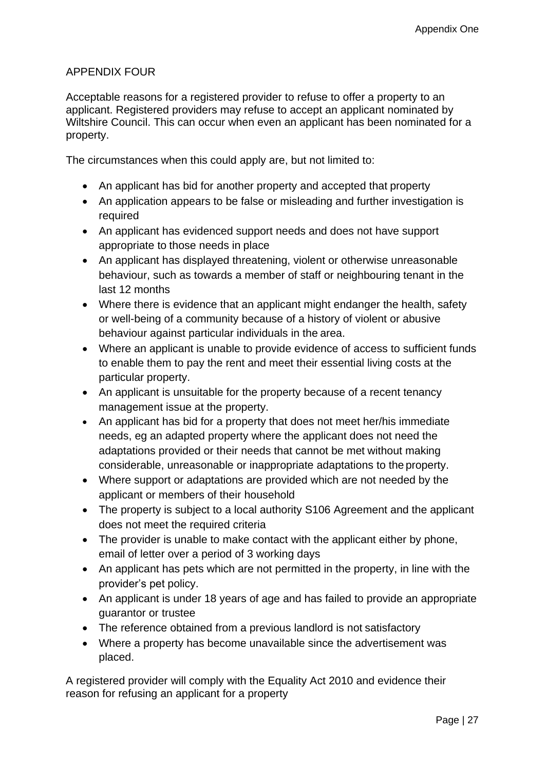## APPENDIX FOUR

Acceptable reasons for a registered provider to refuse to offer a property to an applicant. Registered providers may refuse to accept an applicant nominated by Wiltshire Council. This can occur when even an applicant has been nominated for a property.

The circumstances when this could apply are, but not limited to:

- An applicant has bid for another property and accepted that property
- An application appears to be false or misleading and further investigation is required
- An applicant has evidenced support needs and does not have support appropriate to those needs in place
- An applicant has displayed threatening, violent or otherwise unreasonable behaviour, such as towards a member of staff or neighbouring tenant in the last 12 months
- Where there is evidence that an applicant might endanger the health, safety or well-being of a community because of a history of violent or abusive behaviour against particular individuals in the area.
- Where an applicant is unable to provide evidence of access to sufficient funds to enable them to pay the rent and meet their essential living costs at the particular property.
- An applicant is unsuitable for the property because of a recent tenancy management issue at the property.
- An applicant has bid for a property that does not meet her/his immediate needs, eg an adapted property where the applicant does not need the adaptations provided or their needs that cannot be met without making considerable, unreasonable or inappropriate adaptations to the property.
- Where support or adaptations are provided which are not needed by the applicant or members of their household
- The property is subject to a local authority S106 Agreement and the applicant does not meet the required criteria
- The provider is unable to make contact with the applicant either by phone, email of letter over a period of 3 working days
- An applicant has pets which are not permitted in the property, in line with the provider's pet policy.
- An applicant is under 18 years of age and has failed to provide an appropriate guarantor or trustee
- The reference obtained from a previous landlord is not satisfactory
- Where a property has become unavailable since the advertisement was placed.

A registered provider will comply with the Equality Act 2010 and evidence their reason for refusing an applicant for a property